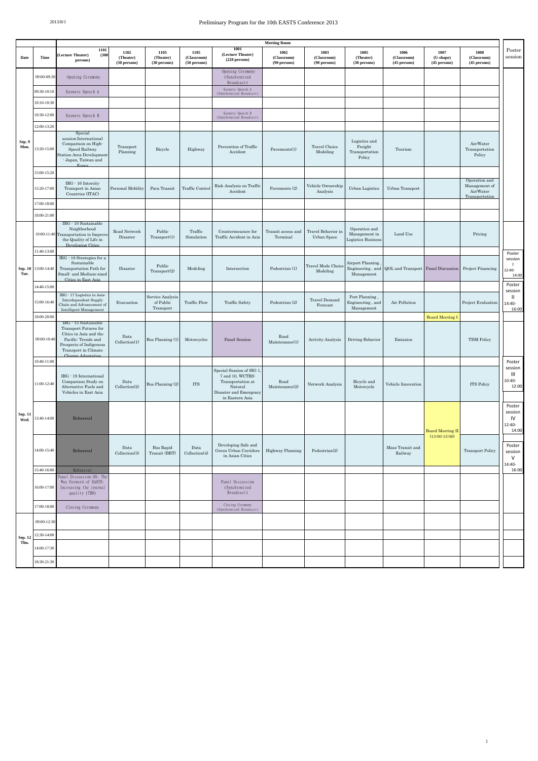# Preliminary Program for the 10th EASTS Conference 2013

2013/8/1

| Date | Time | 1101 (Lecture Theater) (308 persons) | 1102 (Theater) (30 persons) | 1103 (Theater) (30 persons) | 1105 (Classroom) (50 persons) | 1001 (Lecture Theater) (228 persons) | 1002 (Classroom) (90 persons) | 1003 (Classroom) (90 persons) | 1005 (Theater) (30 persons) | 1006 (Classroom) (45 persons) | 1007 (U-shape) (45 persons) | 1008 (Classroom) (45 persons) | Poster session |
|---|---|---|---|---|---|---|---|---|---|---|---|---|---|
| Sep. 9 Mon. | 09:00-09:30 | Opening Ceremony | | | | Opening Ceremony (Synchronized Broadcast) | | | | | | | |
| | 09:30-10:10 | Keynote Speech A | | | | Keynote Speech A (Synchronized Broadcast) | | | | | | | |
| | 10:10-10:30 | | | | | | | | | | | | |
| | 10:30-12:00 | Keynote Speech B | | | | Keynote Speech B (Synchronized Broadcast) | | | | | | | |
| | 12:00-13:20 | | | | | | | | | | | | |
| | 13:20-15:00 | Special session-International Comparison on High-Speed Railway Station Area Development - Japan, Taiwan and Korea | Transport Planning | Bicycle | Highway | Prevention of Traffic Accident | Pavements(1) | Travel Choice Modeling | Logistics and Freight Transportation Policy | Tourism | | Air/Water Transportation Policy | |
| | 15:00-15:20 | | | | | | | | | | | | |
| | 15:20-17:00 | IRG - 16 Intercity Transport in Asian Countries (ITAC) | Personal Mobility | Para Transit | Traffic Control | Risk Analysis on Traffic Accident | Pavements (2) | Vehicle Ownership Analysis | Urban Logistics | Urban Transport | | Operation and Management of Air/Water Transportation | |
| | 17:00-18:00 | | | | | | | | | | | | |
| | 18:00-21:00 | | | | | | | | | | | | |
| Sep. 10 Tue. | 10:00-11:40 | IRG - 10 Sustainable Neighborhood Transportation to Improve the Quality of Life in Developing Cities | Road Network Disaster | Public Transport(1) | Traffic Simulation | Countermeasure for Traffic Accident in Asia | Transit access and Terminal | Travel Behavior in Urban Space | Operation and Management in Logistics Business | Land Use | | Pricing | |
| | 11:40-13:00 | | | | | | | | | | | | Poster session I 12:40-14:00 |
| | 13:00-14:40 | IRG - 18 Strategies for a Sustainable Transportation Path for Small- and Medium-sized Cities in East Asia | Disaster | Public Transport(2) | Modeling | Intersection | Pedestrian (1) | Travel Mode Choice Modeling | Airport Planning , Engineering , and Management | QOL and Transport | Panel Discussion | Project Financing | |
| | 14:40-15:00 | | | | | | | | | | | | Poster session II 14:40-16:00 |
| | 15:00-16:40 | IRG - 17 Logistics in Asia: Interdependent Supply Chain and Advancement of Intelligent Management | Evacuation | Service Analysis of Public Transport | Traffic Flow | Traffic Safety | Pedestrian (2) | Travel Demand Forecast | Port Planning , Engineering , and Management | Air Pollution | | Project Evaluation | |
| | 18:00-20:00 | | | | | | | | | | Board Meeting I | | |
| Sep. 11 Wed. | 09:00-10:40 | IRG - 15 Sustainable Transport Futures for Cities in Asia and the Pacific: Trends and Prospects of Indigenous Transport in Climate Change Adaptation | Data Collection(1) | Bus Planning (1) | Motorcycles | Panel Session | Road Maintenance(1) | Activity Analysis | Driving Behavior | Emission | | TDM Policy | |
| | 10:40-11:00 | | | | | | | | | | | | Poster session III 10:40-12:00 |
| | 11:00-12:40 | IRG - 19 International Comparison Study on Alternative Fuels and Vehicles in East Asia | Data Collection(2) | Bus Planning (2) | ITS | Special Session of SIG 1, 7 and 10, WCTRS: Transportation at Natural Disaster and Emergency in Eastern Asia | Road Maintenance(2) | Network Analysis | Bicycle and Motorcycle | Vehicle Innovation | | ITS Policy | |
| | 12:40-14:00 | Rehearsal | | | | | | | | | Board Meeting II (13:00-15:00) | | Poster session IV 12:40-14:00 |
| | 14:00-15:40 | Rehearsal | Data Collection(3) | Bus Rapid Transit (BRT) | Data Collection(4) | Developing Safe and Green Urban Corridors in Asian Cities | Highway Planning | Pedestrian(2) | | Mass Transit and Railway | | Transport Policy | Poster session V 14:40-16:00 |
| | 15:40-16:00 | Rehearsal | | | | | | | | | | | |
| | 16:00-17:00 | Panel Discussion:SS: The Way Forward of EASTS: Increasing the journal quality (TBD) | | | | Panel Discussion (Synchronized Broadcast) | | | | | | | |
| | 17:00-18:00 | Closing Ceremony | | | | Closing Ceremony (Synchronized Broadcast) | | | | | | | |
| Sep. 12 Thu. | 09:00-12:30 | | | | | | | | | | | | |
| | 12:30-14:00 | | | | | | | | | | | | |
| | 14:00-17:30 | | | | | | | | | | | | |
| | 18:30-21:30 | | | | | | | | | | | | |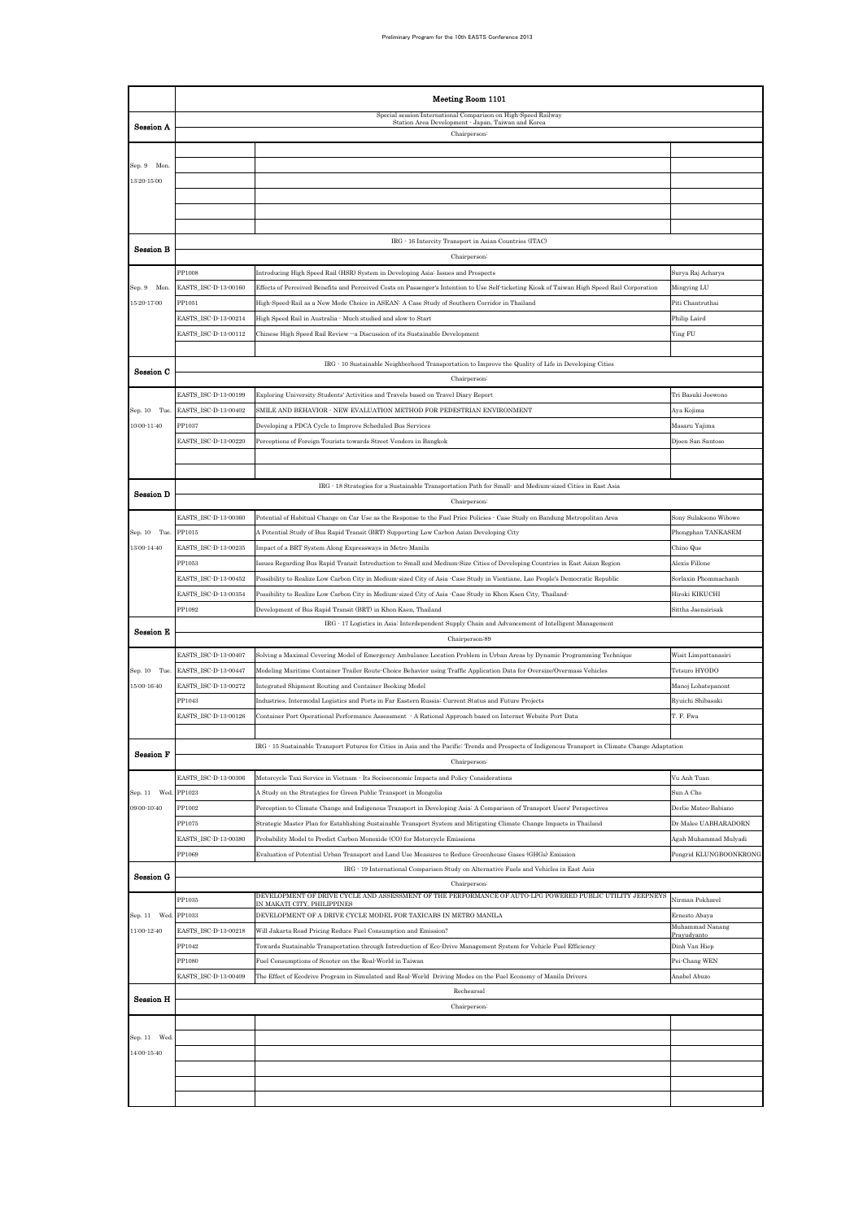| | Meeting Room 1101 | | |
|---|---|---|---|
| **Session A** | Special session-International Comparison on High-Speed Railway Station Area Development - Japan, Taiwan and Korea | | |
| | Chairperson: | | |
| Sep. 9 Mon. 13:20-15:00 | | | |
| **Session B** | IRG - 16 Intercity Transport in Asian Countries (ITAC) | | |
| | Chairperson: | | |
| Sep. 9 Mon. 15:20-17:00 | PP1008 | Introducing High Speed Rail (HSR) System in Developing Asia: Issues and Prospects | Surya Raj Acharya |
| | EASTS_ISC-D-13-00160 | Effects of Perceived Benefits and Perceived Costs on Passenger's Intention to Use Self-ticketing Kiosk of Taiwan High Speed Rail Corporation | Mingying LU |
| | PP1051 | High-Speed-Rail as a New Mode Choice in ASEAN: A Case Study of Southern Corridor in Thailand | Piti Chantruthai |
| | EASTS_ISC-D-13-00214 | High Speed Rail in Australia - Much studied and slow to Start | Philip Laird |
| | EASTS_ISC-D-13-00112 | Chinese High Speed Rail Review --a Discussion of its Sustainable Development | Ying FU |
| **Session C** | IRG - 10 Sustainable Neighborhood Transportation to Improve the Quality of Life in Developing Cities | | |
| | Chairperson: | | |
| Sep. 10 Tue. 10:00-11:40 | EASTS_ISC-D-13-00199 | Exploring University Students' Activities and Travels based on Travel Diary Report | Tri Basuki Joewono |
| | EASTS_ISC-D-13-00402 | SMILE AND BEHAVIOR - NEW EVALUATION METHOD FOR PEDESTRIAN ENVIRONMENT | Aya Kojima |
| | PP1037 | Developing a PDCA Cycle to Improve Scheduled Bus Services | Masaru Yajima |
| | EASTS_ISC-D-13-00220 | Perceptions of Foreign Tourists towards Street Vendors in Bangkok | Djoen San Santoso |
| **Session D** | IRG - 18 Strategies for a Sustainable Transportation Path for Small- and Medium-sized Cities in East Asia | | |
| | Chairperson: | | |
| Sep. 10 Tue. 13:00-14:40 | EASTS_ISC-D-13-00360 | Potential of Habitual Change on Car Use as the Response to the Fuel Price Policies - Case Study on Bandung Metropolitan Area | Sony Sulaksono Wibowo |
| | PP1015 | A Potential Study of Bus Rapid Transit (BRT) Supporting Low Carbon Asian Developing City | Phongphan TANKASEM |
| | EASTS_ISC-D-13-00235 | Impact of a BRT System Along Expressways in Metro Manila | Chino Que |
| | PP1053 | Issues Regarding Bus Rapid Transit Introduction to Small and Medium-Size Cities of Developing Countries in East Asian Region | Alexis Fillone |
| | EASTS_ISC-D-13-00452 | Possibility to Realize Low Carbon City in Medium-sized City of Asia -Case Study in Vientiane, Lao People's Democratic Republic | Sorlaxin Phommachanh |
| | EASTS_ISC-D-13-00354 | Possibility to Realize Low Carbon City in Medium-sized City of Asia -Case Study in Khon Kaen City, Thailand- | Hiroki KIKUCHI |
| | PP1092 | Development of Bus Rapid Transit (BRT) in Khon Kaen, Thailand | Sittha Jaensirisak |
| **Session E** | IRG - 17 Logistics in Asia: Interdependent Supply Chain and Advancement of Intelligent Management | | |
| | Chairperson:89 | | |
| Sep. 10 Tue. 15:00-16:40 | EASTS_ISC-D-13-00407 | Solving a Maximal Covering Model of Emergency Ambulance Location Problem in Urban Areas by Dynamic Programming Technique | Wisit Limpattanasiri |
| | EASTS_ISC-D-13-00447 | Modeling Maritime Container Trailer Route-Choice Behavior using Traffic Application Data for Oversize/Overmass Vehicles | Tetsuro HYODO |
| | EASTS_ISC-D-13-00272 | Integrated Shipment Routing and Container Booking Model | Manoj Lohatepanont |
| | PP1043 | Industries, Intermodal Logistics and Ports in Far Eastern Russia: Current Status and Future Projects | Ryuichi Shibasaki |
| | EASTS_ISC-D-13-00126 | Container Port Operational Performance Assessment - A Rational Approach based on Internet Website Port Data | T. F. Fwa |
| **Session F** | IRG - 15 Sustainable Transport Futures for Cities in Asia and the Pacific: Trends and Prospects of Indigenous Transport in Climate Change Adaptation | | |
| | Chairperson: | | |
| Sep. 11 Wed. 09:00-10:40 | EASTS_ISC-D-13-00306 | Motorcycle Taxi Service in Vietnam - Its Socioeconomic Impacts and Policy Considerations | Vu Anh Tuan |
| | PP1023 | A Study on the Strategies for Green Public Transport in Mongolia | Sun A Cho |
| | PP1002 | Perception to Climate Change and Indigenous Transport in Developing Asia: A Comparison of Transport Users' Perspectives | Derlie Mateo-Babiano |
| | PP1075 | Strategic Master Plan for Establishing Sustainable Transport System and Mitigating Climate Change Impacts in Thailand | Dr Malee UABHARADORN |
| | EASTS_ISC-D-13-00380 | Probability Model to Predict Carbon Monoxide (CO) for Motorcycle Emissions | Agah Muhammad Mulyadi |
| | PP1069 | Evaluation of Potential Urban Transport and Land Use Measures to Reduce Greenhouse Gases (GHGs) Emission | Pongrid KLUNGBOONKRONG |
| **Session G** | IRG - 19 International Comparison Study on Alternative Fuels and Vehicles in East Asia | | |
| | Chairperson: | | |
| Sep. 11 Wed. 11:00-12:40 | PP1035 | DEVELOPMENT OF DRIVE CYCLE AND ASSESSMENT OF THE PERFORMANCE OF AUTO-LPG POWERED PUBLIC UTILITY JEEPNEYS IN MAKATI CITY, PHILIPPINES | Nirman Pokharel |
| | PP1033 | DEVELOPMENT OF A DRIVE CYCLE MODEL FOR TAXICABS IN METRO MANILA | Ernesto Abaya |
| | EASTS_ISC-D-13-00218 | Will Jakarta Road Pricing Reduce Fuel Consumption and Emission? | Muhammad Nanang Prayudyanto |
| | PP1042 | Towards Sustainable Transportation through Introduction of Eco-Drive Management System for Vehicle Fuel Efficiency | Dinh Van Hiep |
| | PP1080 | Fuel Consumptions of Scooter on the Real-World in Taiwan | Pei-Chang WEN |
| | EASTS_ISC-D-13-00409 | The Effect of Ecodrive Program in Simulated and Real-World Driving Modes on the Fuel Economy of Manila Drivers | Anabel Abuzo |
| **Session H** | Rechearsal | | |
| | Chairperson: | | |
| Sep. 11 Wed. 14:00-15:40 | | | |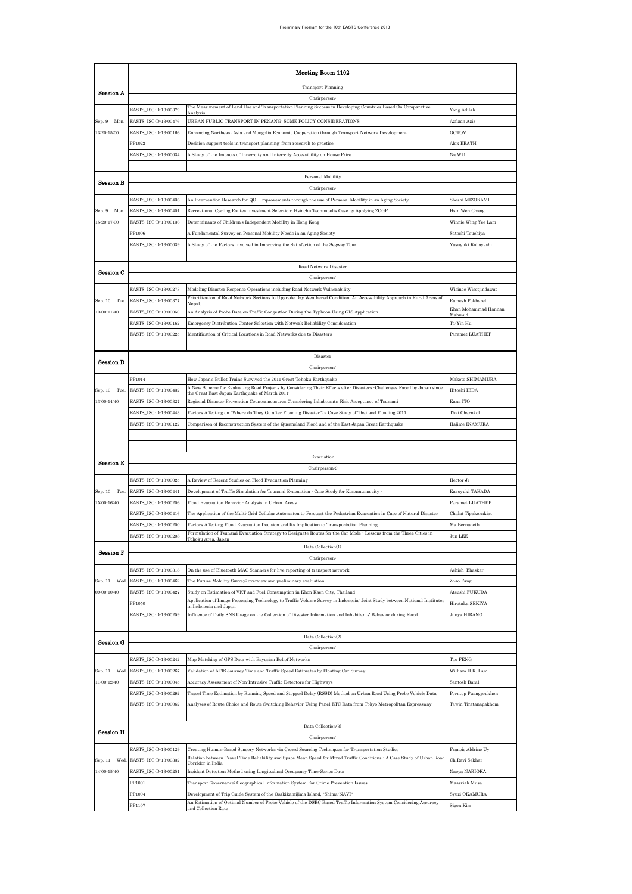| | Meeting Room 1102 | | |
|---|---|---|---|
| **Session A** | Transport Planning | | |
| | Chairperson: | | |
| | EASTS_ISC-D-13-00379 | The Measurement of Land Use and Transportation Planning Success in Developing Countries Based On Comparative Analysis | Yong Adilah |
| Sep. 9 Mon. | EASTS_ISC-D-13-00476 | URBAN PUBLIC TRANSPORT IN PENANG: SOME POLICY CONSIDERATIONS | Azfizan Aziz |
| 13:20-15:00 | EASTS_ISC-D-13-00166 | Enhancing Northeast Asia and Mongolia Economic Cooperation through Transport Network Development | GOTOV |
| | PP1022 | Decision support tools in transport planning: from research to practice | Alex ERATH |
| | EASTS_ISC-D-13-00034 | A Study of the Impacts of Inner-city and Inter-city Accessibility on House Price | Na WU |
| **Session B** | Personal Mobility | | |
| | Chairperson: | | |
| | EASTS_ISC-D-13-00436 | An Intervention Research for QOL Improvements through the use of Personal Mobility in an Aging Society | Shoshi MIZOKAMI |
| Sep. 9 Mon. | EASTS_ISC-D-13-00401 | Recreational Cycling Routes Investment Selection- Hsinchu Technopolis Case by Applying ZOGP | Hsin Wen Chang |
| 15:20-17:00 | EASTS_ISC-D-13-00136 | Determinants of Children's Independent Mobility in Hong Kong | Winnie Wing Yee Lam |
| | PP1006 | A Fundamental Survey on Personal Mobility Needs in an Aging Society | Satoshi Tsuchiya |
| | EASTS_ISC-D-13-00039 | A Study of the Factors Involved in Improving the Satisfaction of the Segway Tour | Yasuyuki Kobayashi |
| **Session C** | Road Network Disaster | | |
| | Chairperson: | | |
| | EASTS_ISC-D-13-00273 | Modeling Disaster Response Operations including Road Network Vulnerability | Wisinee Wisetjindawat |
| Sep. 10 Tue. | EASTS_ISC-D-13-00377 | Prioritization of Road Network Sections to Upgrade Dry Weathered Condition: An Accessibility Approach in Rural Areas of Nepal. | Ramesh Pokharel |
| 10:00-11:40 | EASTS_ISC-D-13-00050 | An Analysis of Probe Data on Traffic Congestion During the Typhoon Using GIS Application | Khan Mohammad Hannan Mahmud |
| | EASTS_ISC-D-13-00162 | Emergency Distribution Center Selection with Network Reliability Consideration | Ta-Yin Hu |
| | EASTS_ISC-D-13-00225 | Identification of Critical Locations in Road Networks due to Disasters | Paramet LUATHEP |
| **Session D** | Disaster | | |
| | Chairperson: | | |
| | PP1014 | How Japan's Bullet Trains Survived the 2011 Great Tohoku Earthquake | Makoto SHIMAMURA |
| Sep. 10 Tue. | EASTS_ISC-D-13-00432 | A New Scheme for Evaluating Road Projects by Considering Their Effects after Disasters -Challenges Faced by Japan since the Great East Japan Earthquake of March 2011- | Hitoshi IEDA |
| 13:00-14:40 | EASTS_ISC-D-13-00327 | Regional Disaster Prevention Countermeasures Considering Inhabitants' Risk Acceptance of Tsunami | Kana ITO |
| | EASTS_ISC-D-13-00443 | Factors Affecting on "Where do They Go after Flooding Disaster": a Case Study of Thailand Flooding 2011 | Thai Charnkol |
| | EASTS_ISC-D-13-00122 | Comparison of Reconstruction System of the Queensland Flood and of the East Japan Great Earthquake | Hajime INAMURA |
| **Session E** | Evacuation | | |
| | Chairperson:9 | | |
| | EASTS_ISC-D-13-00025 | A Review of Recent Studies on Flood Evacuation Planning | Hector Jr |
| Sep. 10 Tue. | EASTS_ISC-D-13-00441 | Development of Traffic Simulation for Tsunami Evacuation - Case Study for Kesennuma city - | Kazuyuki TAKADA |
| 15:00-16:40 | EASTS_ISC-D-13-00206 | Flood Evacuation Behavior Analysis in Urban Areas | Paramet LUATHEP |
| | EASTS_ISC-D-13-00416 | The Application of the Multi-Grid Cellular Automaton to Forecast the Pedestrian Evacuation in Case of Natural Disaster | Chalat Tipakornkiat |
| | EASTS_ISC-D-13-00200 | Factors Affecting Flood Evacuation Decision and Its Implication to Transportation Planning | Ma Bernadeth |
| | EASTS_ISC-D-13-00208 | Formulation of Tsunami Evacuation Strategy to Designate Routes for the Car Mode - Lessons from the Three Cities in Tohoku Area, Japan | Jun LEE |
| **Session F** | Data Collection(1) | | |
| | Chairperson: | | |
| | EASTS_ISC-D-13-00318 | On the use of Bluetooth MAC Scanners for live reporting of transport network | Ashish Bhaskar |
| Sep. 11 Wed. | EASTS_ISC-D-13-00462 | The Future Mobility Survey: overview and preliminary evaluation | Zhao Fang |
| 09:00-10:40 | EASTS_ISC-D-13-00427 | Study on Estimation of VKT and Fuel Consumption in Khon Kaen City, Thailand | Atsushi FUKUDA |
| | PP1050 | Application of Image Processing Technology to Traffic Volume Survey in Indonesia: Joint Study between National Institutes in Indonesia and Japan | Hirotaka SEKIYA |
| | EASTS_ISC-D-13-00259 | Influence of Daily SNS Usage on the Collection of Disaster Information and Inhabitants' Behavior during Flood | Junya HIRANO |
| **Session G** | Data Collection(2) | | |
| | Chairperson: | | |
| | EASTS_ISC-D-13-00242 | Map Matching of GPS Data with Bayesian Belief Networks | Tao FENG |
| Sep. 11 Wed. | EASTS_ISC-D-13-00267 | Validation of ATIS Journey Time and Traffic Speed Estimates by Floating Car Survey | William H.K. Lam |
| 11:00-12:40 | EASTS_ISC-D-13-00045 | Accuracy Assessment of Non-Intrusive Traffic Detectors for Highways | Santosh Baral |
| | EASTS_ISC-D-13-00292 | Travel Time Estimation by Running Speed and Stopped Delay (RSSD) Method on Urban Road Using Probe Vehicle Data | Porntep Puangprakhon |
| | EASTS_ISC-D-13-00062 | Analyses of Route Choice and Route Switching Behavior Using Panel ETC Data from Tokyo Metropolitan Expressway | Tawin Tiratanapakhom |
| **Session H** | Data Collection(3) | | |
| | Chairperson: | | |
| | EASTS_ISC-D-13-00129 | Creating Human-Based Sensory Networks via Crowd Sourcing Techniques for Transportation Studies | Francis Aldrine Uy |
| Sep. 11 Wed. | EASTS_ISC-D-13-00332 | Relation between Travel Time Reliability and Space Mean Speed for Mixed Traffic Conditions - A Case Study of Urban Road Corridor in India | Ch.Ravi Sekhar |
| 14:00-15:40 | EASTS_ISC-D-13-00251 | Incident Detection Method using Longitudinal Occupancy Time-Series Data | Naoya NARIOKA |
| | PP1001 | Transport Governance: Geographical Information System For Crime Prevention Issues | Maasriah Musa |
| | PP1004 | Development of Trip Guide System of the Osakikamijima Island, "Shima-NAVI" | Syuzi OKAMURA |
| | PP1107 | An Estimation of Optimal Number of Probe Vehicle of the DSRC Based Traffic Information System Considering Accuracy and Collection Rate | Sigon Kim |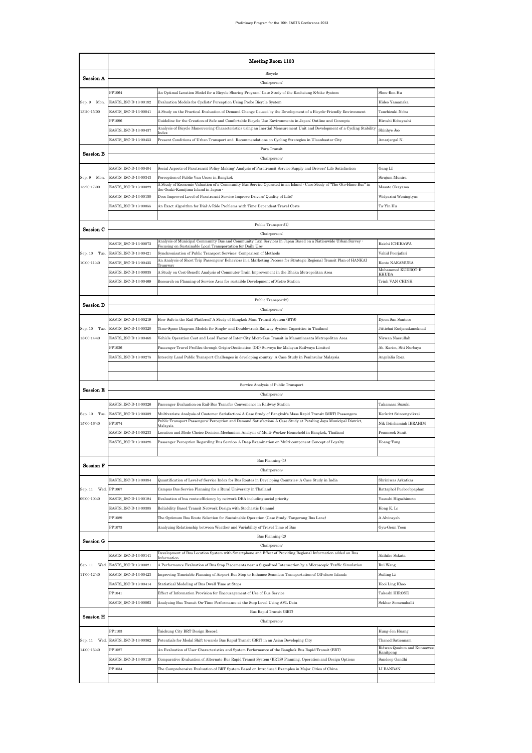| | Meeting Room 1103 | | |
|---|---|---|---|
| **Session A** | Bicycle | | |
| | Chairperson: | | |
| Sep. 9 Mon. 13:20-15:00 | PP1064 | An Optimal Location Model for a Bicycle Sharing Program: Case Study of the Kaohsiung K-bike System | Shou-Ren Hu |
| | EASTS_ISC-D-13-00182 | Evaluation Models for Cyclists' Perception Using Probe Bicycle System | Hideo Yamanaka |
| | EASTS_ISC-D-13-00041 | A Study on the Practical Evaluation of Demand Change Caused by the Development of a Bicycle-Friendly Environment | Tsuchizaki Nobu |
| | PP1096 | Guideline for the Creation of Safe and Comfortable Bicycle Use Environments in Japan: Outline and Concepts | Hiroshi Kobayashi |
| | EASTS_ISC-D-13-00437 | Analysis of Bicycle Maneuvering Characteristics using an Inertial Measurement Unit and Development of a Cycling Stability Index | Shinhye Joo |
| | EASTS_ISC-D-13-00453 | Present Conditions of Urban Transport and Recommendations on Cycling Strategies in Ulaanbaatar City | Amarjargal N. |
| **Session B** | Para Transit | | |
| | Chairperson: | | |
| Sep. 9 Mon. 15:20-17:00 | EASTS_ISC-D-13-00404 | Social Aspects of Paratransit Policy Making: Analysis of Paratransit Service Supply and Drivers' Life Satisfaction | Gang LI |
| | EASTS_ISC-D-13-00343 | Perception of Public Van Users in Bangkok | Sirajum Munira |
| | EASTS_ISC-D-13-00029 | A Study of Economic Valuation of a Community Bus Service Operated in an Island - Case Study of "The Oto-Hime Bus" in the Osaki-Kamijima Island in Japan - | Masato Okayama |
| | EASTS_ISC-D-13-00150 | Does Improved Level of Paratransit Service Improve Drivers' Quality of Life? | Widyarini Weningtyas |
| | EASTS_ISC-D-13-00055 | An Exact Algorithm for Dial-A-Ride Problems with Time-Dependent Travel Costs | Ta-Yin Hu |
| **Session C** | Public Transport(1) | | |
| | Chairperson: | | |
| Sep. 10 Tue. 10:00-11:40 | EASTS_ISC-D-13-00073 | Analysis of Municipal Community Bus and Community Taxi Services in Japan Based on a Nationwide Urban Survey - Focusing on Sustainable Local Transportation for Daily Use- | Kaichi ICHIKAWA |
| | EASTS_ISC-D-13-00421 | Synchronisation of Public Transport Services: Comparison of Methods | Vahid Poorjafari |
| | EASTS_ISC-D-13-00435 | An Analysis of Short Trip Passengers' Behaviors in a Marketing Process for Strategic Regional Transit Plan of HANKAI Tramway | Kento NAKAMURA |
| | EASTS_ISC-D-13-00035 | A Study on Cost-Benefit Analysis of Commuter Train Improvement in the Dhaka Metropolitan Area | Muhammod KUDROT-E-KHUDA |
| | EASTS_ISC-D-13-00469 | Research on Planning of Service Area for sustaible Development of Metro Station | Trinh VAN CHINH |
| **Session D** | Public Transport(2) | | |
| | Chairperson: | | |
| Sep. 10 Tue. 13:00-14:40 | EASTS_ISC-D-13-00219 | How Safe is the Rail Platform? A Study of Bangkok Mass Transit System (BTS) | Djoen San Santoso |
| | EASTS_ISC-D-13-00320 | Time-Space Diagram Models for Single- and Double-track Railway System Capacities in Thailand | Jittichai Rudjanakanoknad |
| | EASTS_ISC-D-13-00468 | Vehicle Operation Cost and Load Factor of Inter-City Micro-Bus Transit in Mamminasata Metropolitan Area | Nirwan Nasrullah |
| | PP1036 | Passenger Travel Profiles through Origin-Destination (OD) Surveys for Malayan Railways Limited | Ab. Karim, Siti Nurbaya |
| | EASTS_ISC-D-13-00275 | Intercity Land Public Transport Challenges in developing country: A Case Study in Peninsular Malaysia | Angelalia Roza |
| **Session E** | Service Analysis of Public Transport | | |
| | Chairperson: | | |
| Sep. 10 Tue. 15:00-16:40 | EASTS_ISC-D-13-00326 | Passenger Evaluation on Rail-Bus Transfer Convenience in Railway Station | Takamasa Suzuki |
| | EASTS_ISC-D-13-00309 | Multivariate Analysis of Customer Satisfaction: A Case Study of Bangkok's Mass Rapid Transit (MRT) Passengers | Kerkritt Sriroongvikrai |
| | PP1074 | Public Transport Passengers' Perception and Demand Satisfaction: A Case Study at Petaling Jaya Municipal District, Malaysia | Nik Ibtishamiah IBRAHIM |
| | EASTS_ISC-D-13-00233 | Location and Mode Choice Decision Mechanism Analysis of Multi-Worker Household in Bangkok, Thailand | Peamsook Sanit |
| | EASTS_ISC-D-13-00328 | Passenger Perception Regarding Bus Service: A Deep Examination on Multi-component Concept of Loyalty | Hoang-Tung |
| **Session F** | Bus Planning (1) | | |
| | Chairperson: | | |
| Sep. 11 Wed. 09:00-10:40 | EASTS_ISC-D-13-00384 | Quantification of Level-of-Service Index for Bus Routes in Developing Countries: A Case Study in India | Shriniwas Arkatkar |
| | PP1067 | Campus Bus Service Planning for a Rural University in Thailand | Rattaphol Pueboobpaphan |
| | EASTS_ISC-D-13-00184 | Evaluation of bus route efficiency by network DEA including social priority | Yasushi Higashimoto |
| | EASTS_ISC-D-13-00305 | Reliability Based Transit Network Design with Stochastic Demand | Hong K. Lo |
| | PP1089 | The Optimum Bus Route Selection for Sustainable Operation (Case Study: Tangerang Bus Lane) | A Alvinsyah |
| | PP1073 | Analyzing Relationship between Weather and Variability of Travel Time of Bus | Gyu-Geun Yoon |
| **Session G** | Bus Planning (2) | | |
| | Chairperson: | | |
| Sep. 11 Wed. 11:00-12:40 | EASTS_ISC-D-13-00141 | Development of Bus Location System with Smartphone and Effect of Providing Regional Information added on Bus Information | Akihiko Sakata |
| | EASTS_ISC-D-13-00021 | A Performance Evaluation of Bus Stop Placements near a Signalized Intersection by a Microscopic Traffic Simulation | Rui Wang |
| | EASTS_ISC-D-13-00423 | Improving Timetable Planning of Airport Bus Stop to Enhance Seamless Transportation of Off-shore Islands | Suiling Li |
| | EASTS_ISC-D-13-00414 | Statistical Modeling of Bus Dwell Time at Stops | Hooi Ling Khoo |
| | PP1041 | Effect of Information Provision for Encouragement of Use of Bus Service | Takeshi HIROSE |
| | EASTS_ISC-D-13-00063 | Analysing Bus Transit On-Time Performance at the Stop Level Using AVL Data | Sekhar Somenahalli |
| **Session H** | Bus Rapid Transit (BRT) | | |
| | Chairperson: | | |
| Sep. 11 Wed. 14:00-15:40 | PP1103 | Taichung City BRT Design Record | Hung-Jen Huang |
| | EASTS_ISC-D-13-00362 | Potentials for Modal Shift towards Bus Rapid Transit (BRT) in an Asian Developing City | Thaned Satiennam |
| | PP1027 | An Evaluation of User Characteristics and System Performance of the Bangkok Bus Rapid Transit (BRT) | Ridwan Quaium and Kunnawee Kanitpong |
| | EASTS_ISC-D-13-00119 | Comparative Evaluation of Alternate Bus Rapid Transit System (BRTS) Planning, Operation and Design Options | Sandeep Gandhi |
| | PP1034 | The Comprehensive Evaluation of BRT System Based on Introduced Examples in Major Cities of China | LI BANBAN |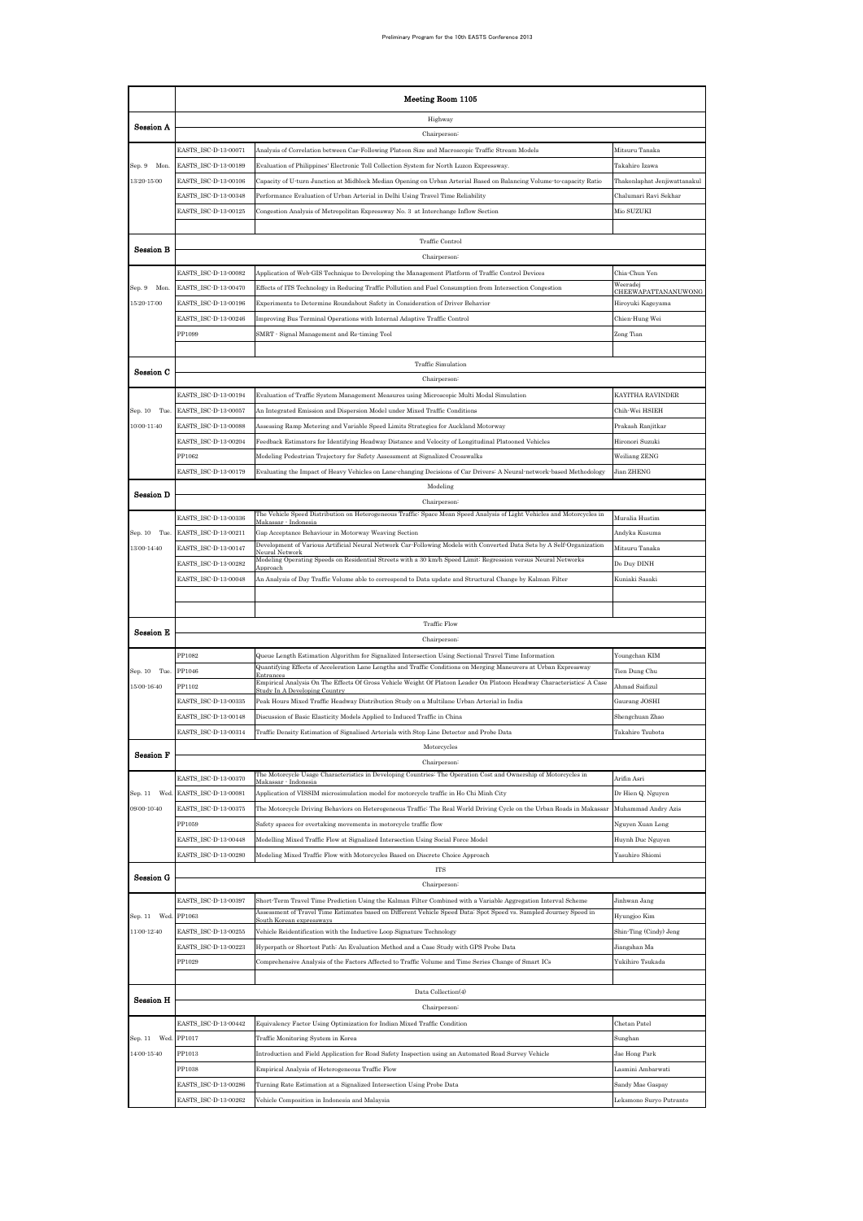| | | Meeting Room 1105 | |
|---|---|---|---|
| Session A | | Highway | |
| | | Chairperson: | |
| | EASTS_ISC-D-13-00071 | Analysis of Correlation between Car-Following Platoon Size and Macroscopic Traffic Stream Models | Mitsuru Tanaka |
| Sep. 9 Mon. | EASTS_ISC-D-13-00189 | Evaluation of Philippines' Electronic Toll Collection System for North Luzon Expressway. | Takahiro Izawa |
| 13:20-15:00 | EASTS_ISC-D-13-00106 | Capacity of U-turn Junction at Midblock Median Opening on Urban Arterial Based on Balancing Volume-to-capacity Ratio | Thakonlaphat Jenjiwattanakul |
| | EASTS_ISC-D-13-00348 | Performance Evaluation of Urban Arterial in Delhi Using Travel Time Reliability | Chalumari Ravi Sekhar |
| | EASTS_ISC-D-13-00125 | Congestion Analysis of Metropolitan Expressway No. 3 at Interchange Inflow Section | Mio SUZUKI |
| Session B | | Traffic Control | |
| | | Chairperson: | |
| | EASTS_ISC-D-13-00082 | Application of Web-GIS Technique to Developing the Management Platform of Traffic Control Devices | Chia-Chun Yen |
| Sep. 9 Mon. | EASTS_ISC-D-13-00470 | Effects of ITS Technology in Reducing Traffic Pollution and Fuel Consumption from Intersection Congestion | Weeradej CHEEWAPATTANANUWONG |
| 15:20-17:00 | EASTS_ISC-D-13-00196 | Experiments to Determine Roundabout Safety in Consideration of Driver Behavior | Hiroyuki Kageyama |
| | EASTS_ISC-D-13-00246 | Improving Bus Terminal Operations with Internal Adaptive Traffic Control | Chien-Hung Wei |
| | PP1099 | SMRT - Signal Management and Re-timing Tool | Zong Tian |
| Session C | | Traffic Simulation | |
| | | Chairperson: | |
| | EASTS_ISC-D-13-00194 | Evaluation of Traffic System Management Measures using Microscopic Multi Modal Simulation | KAYITHA RAVINDER |
| Sep. 10 Tue. | EASTS_ISC-D-13-00057 | An Integrated Emission and Dispersion Model under Mixed Traffic Conditions | Chih-Wei HSIEH |
| 10:00-11:40 | EASTS_ISC-D-13-00088 | Assessing Ramp Metering and Variable Speed Limits Strategies for Auckland Motorway | Prakash Ranjitkar |
| | EASTS_ISC-D-13-00204 | Feedback Estimators for Identifying Headway Distance and Velocity of Longitudinal Platooned Vehicles | Hironori Suzuki |
| | PP1062 | Modeling Pedestrian Trajectory for Safety Assessment at Signalized Crosswalks | Weiliang ZENG |
| | EASTS_ISC-D-13-00179 | Evaluating the Impact of Heavy Vehicles on Lane-changing Decisions of Car Drivers: A Neural-network-based Methodology | Jian ZHENG |
| Session D | | Modeling | |
| | | Chairperson: | |
| | EASTS_ISC-D-13-00336 | The Vehicle Speed Distribution on Heterogeneous Traffic: Space Mean Speed Analysis of Light Vehicles and Motorcycles in Makassar - Indonesia | Muralia Hustim |
| Sep. 10 Tue. | EASTS_ISC-D-13-00211 | Gap Acceptance Behaviour in Motorway Weaving Section | Andyka Kusuma |
| 13:00-14:40 | EASTS_ISC-D-13-00147 | Development of Various Artificial Neural Network Car-Following Models with Converted Data Sets by A Self-Organization Neural Network | Mitsuru Tanaka |
| | EASTS_ISC-D-13-00282 | Modeling Operating Speeds on Residential Streets with a 30 km/h Speed Limit: Regression versus Neural Networks Approach | Do Duy DINH |
| | EASTS_ISC-D-13-00048 | An Analysis of Day Traffic Volume able to correspond to Data update and Structural Change by Kalman Filter | Kuniaki Sasaki |
| Session E | | Traffic Flow | |
| | | Chairperson: | |
| | PP1082 | Queue Length Estimation Algorithm for Signalized Intersection Using Sectional Travel Time Information | Youngchan KIM |
| Sep. 10 Tue. | PP1046 | Quantifying Effects of Acceleration Lane Lengths and Traffic Conditions on Merging Maneuvers at Urban Expressway Entrances | Tien Dung Chu |
| 15:00-16:40 | PP1102 | Empirical Analysis On The Effects Of Gross Vehicle Weight Of Platoon Leader On Platoon Headway Characteristics: A Case Study In A Developing Country | Ahmad Saifizul |
| | EASTS_ISC-D-13-00335 | Peak Hours Mixed Traffic Headway Distribution Study on a Multilane Urban Arterial in India | Gaurang JOSHI |
| | EASTS_ISC-D-13-00148 | Discussion of Basic Elasticity Models Applied to Induced Traffic in China | Shengchuan Zhao |
| | EASTS_ISC-D-13-00314 | Traffic Density Estimation of Signalised Arterials with Stop Line Detector and Probe Data | Takahiro Tsubota |
| Session F | | Motorcycles | |
| | | Chairperson: | |
| | EASTS_ISC-D-13-00370 | The Motorcycle Usage Characteristics in Developing Countries: The Operation Cost and Ownership of Motorcycles in Makassar - Indonesia | Arifin Asri |
| Sep. 11 Wed. | EASTS_ISC-D-13-00081 | Application of VISSIM microsimulation model for motorcycle traffic in Ho Chi Minh City | Dr Hien Q. Nguyen |
| 09:00-10:40 | EASTS_ISC-D-13-00375 | The Motorcycle Driving Behaviors on Heterogeneous Traffic: The Real World Driving Cycle on the Urban Roads in Makassar | Muhammad Andry Azis |
| | PP1059 | Safety spaces for overtaking movements in motorcycle traffic flow | Nguyen Xuan Long |
| | EASTS_ISC-D-13-00448 | Modelling Mixed Traffic Flow at Signalized Intersection Using Social Force Model | Huynh Duc Nguyen |
| | EASTS_ISC-D-13-00280 | Modeling Mixed Traffic Flow with Motorcycles Based on Discrete Choice Approach | Yasuhiro Shiomi |
| Session G | | ITS | |
| | | Chairperson: | |
| | EASTS_ISC-D-13-00397 | Short-Term Travel Time Prediction Using the Kalman Filter Combined with a Variable Aggregation Interval Scheme | Jinhwan Jang |
| Sep. 11 Wed. | PP1063 | Assessment of Travel Time Estimates based on Different Vehicle Speed Data: Spot Speed vs. Sampled Journey Speed in South Korean expressways | Hyungjoo Kim |
| 11:00-12:40 | EASTS_ISC-D-13-00255 | Vehicle Reidentification with the Inductive Loop Signature Technology | Shin-Ting (Cindy) Jeng |
| | EASTS_ISC-D-13-00223 | Hyperpath or Shortest Path: An Evaluation Method and a Case Study with GPS Probe Data | Jiangshan Ma |
| | PP1029 | Comprehensive Analysis of the Factors Affected to Traffic Volume and Time Series Change of Smart ICs | Yukihiro Tsukada |
| Session H | | Data Collection(4) | |
| | | Chairperson: | |
| | EASTS_ISC-D-13-00442 | Equivalency Factor Using Optimization for Indian Mixed Traffic Condition | Chetan Patel |
| Sep. 11 Wed. | PP1017 | Traffic Monitoring System in Korea | Sunghan |
| 14:00-15:40 | PP1013 | Introduction and Field Application for Road Safety Inspection using an Automated Road Survey Vehicle | Jae Hong Park |
| | PP1038 | Empirical Analysis of Heterogeneous Traffic Flow | Lasmini Ambarwati |
| | EASTS_ISC-D-13-00286 | Turning Rate Estimation at a Signalized Intersection Using Probe Data | Sandy Mae Gaspay |
| | EASTS_ISC-D-13-00262 | Vehicle Composition in Indonesia and Malaysia | Leksmono Suryo Putranto |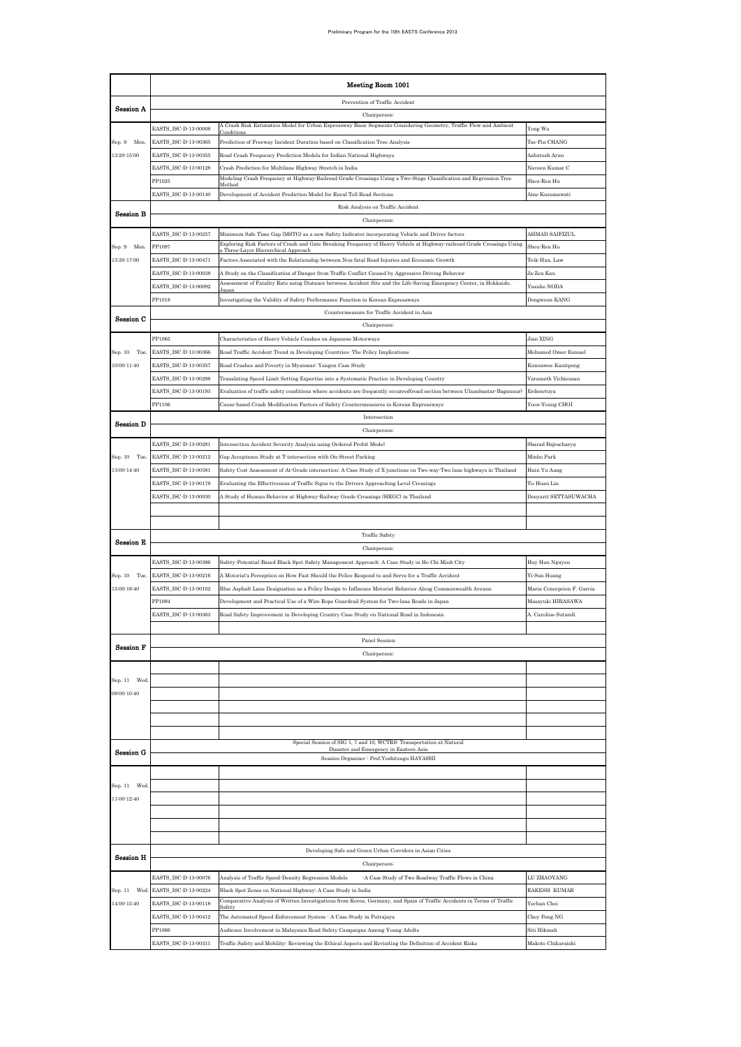| | Meeting Room 1001 | | |
|---|---|---|---|
| **Session A** | Prevention of Traffic Accident | | |
| | Chairperson: | | |
| | EASTS_ISC-D-13-00008 | A Crash Risk Estimation Model for Urban Expressway Basic Segments Considering Geometry, Traffic Flow and Ambient Conditions | Yong Wu |
| Sep. 9 Mon. | EASTS_ISC-D-13-00365 | Prediction of Freeway Incident Duration based on Classification Tree Analysis | Tse-Pin CHANG |
| 13:20-15:00 | EASTS_ISC-D-13-00355 | Road Crash Frequency Prediction Models for Indian National Highways | Ashutosh Arun |
| | EASTS_ISC-D-13-00128 | Crash Prediction for Multilane Highway Stretch in India | Naveen Kumar C |
| | PP1025 | Modeling Crash Frequency at Highway-Railroad Grade Crossings Using a Two-Stage Classification and Regression Tree Method | Shou-Ren Hu |
| | EASTS_ISC-D-13-00140 | Development of Accident Prediction Model for Rural Toll Road Sections | Aine Kusumawati |
| **Session B** | Risk Analysis on Traffic Accident | | |
| | Chairperson: | | |
| | EASTS_ISC-D-13-00257 | Minimum Safe Time Gap (MSTG) as a new Safety Indicator incorporating Vehicle and Driver factors | AHMAD SAIFIZUL |
| Sep. 9 Mon. | PP1097 | Exploring Risk Factors of Crash and Gate Breaking Frequency of Heavy Vehicle at Highway-railroad Grade Crossings Using a Three-Layer Hierarchical Approach | Shou-Ren Hu |
| 15:20-17:00 | EASTS_ISC-D-13-00471 | Factors Associated with the Relationship between Non-fatal Road Injuries and Economic Growth | Teik-Hua, Law |
| | EASTS_ISC-D-13-00038 | A Study on the Classification of Danger from Traffic Conflict Caused by Aggressive Driving Behavior | Jia-Zen Kau |
| | EASTS_ISC-D-13-00092 | Assessment of Fatality Rate using Distance between Accident Site and the Life-Saving Emergency Center, in Hokkaido, Japan | Yusuke NODA |
| | PP1018 | Investigating the Validity of Safety Performance Function in Korean Expressways | Dongwoon KANG |
| **Session C** | Countermeasure for Traffic Accident in Asia | | |
| | Chairperson: | | |
| | PP1065 | Characteristics of Heavy Vehicle Crashes on Japanese Motorways | Jian XING |
| Sep. 10 Tue. | EASTS_ISC-D-13-00366 | Road Traffic Accident Trend in Developing Countries- The Policy Implications | Mohamed Omer Esmael |
| 10:00-11:40 | EASTS_ISC-D-13-00357 | Road Crashes and Poverty in Myanmar: Yangon Case Study | Kunnawee Kanitpong |
| | EASTS_ISC-D-13-00298 | Translating Speed Limit Setting Expertise into a Systematic Practice in Developing Country | Varameth Vichiensan |
| | EASTS_ISC-D-13-00193 | Evaluation of traffic safety conditions where accidents are frequently occurred(road section between Ulaanbaatar-Baganuur) | Erdenetuya |
| | PP1106 | Cause-based Crash Modification Factors of Safety Countermeasures in Korean Expressways | Yoon-Young CHOI |
| **Session D** | Intersection | | |
| | Chairperson: | | |
| | EASTS_ISC-D-13-00281 | Intersection Accident Severity Analysis using Ordered Probit Model | Sharad Bajracharya |
| Sep. 10 Tue. | EASTS_ISC-D-13-00212 | Gap Acceptance Study at T-intersection with On-Street Parking | Minho Park |
| 13:00-14:40 | EASTS_ISC-D-13-00381 | Safety Cost Assessment of At-Grade intersection: A Case Study of X-junctions on Two way-Two lane highways in Thailand | Hnin Yu Aung |
| | EASTS_ISC-D-13-00178 | Evaluating the Effectiveness of Traffic Signs to the Drivers Approaching Level Crossings | Tu-Huan Lin |
| | EASTS_ISC-D-13-00030 | A Study of Human Behavior at Highway-Railway Grade Crossings (HRGC) in Thailand | Donyarit SETTASUWACHA |
| | | | |
| | | | |
| **Session E** | Traffic Safety | | |
| | Chairperson: | | |
| | EASTS_ISC-D-13-00386 | Safety-Potential-Based Black Spot Safety Management Approach: A Case Study in Ho Chi Minh City | Huy Huu Nguyen |
| Sep. 10 Tue. | EASTS_ISC-D-13-00216 | A Motorist's Perception on How Fast Should the Police Respond to and Serve for a Traffic Accident | Yi-San Huang |
| 15:00-16:40 | EASTS_ISC-D-13-00102 | Blue Asphalt Lane Designation as a Policy Design to Influence Motorist Behavior Along Commonwealth Avenue | Maria Concepcion F. Garcia |
| | PP1094 | Development and Practical Use of a Wire Rope Guardrail System for Two-lane Roads in Japan | Masayuki HIRASAWA |
| | EASTS_ISC-D-13-00363 | Road Safety Improvement in Developing Country Case Study on National Road in Indonesia | A. Caroline Sutandi |
| | | | |
| **Session F** | Panel Session | | |
| | Chairperson: | | |
| | | | |
| Sep. 11 Wed. | | | |
| 09:00-10:40 | | | |
| | | | |
| | | | |
| | | | |
| **Session G** | Special Session of SIG 1, 7 and 10, WCTRS: Transportation at Natural Disaster and Emergency in Eastern Asia | | |
| | Session Organizer : Prof.Yoshitsugu HAYASHI | | |
| | | | |
| Sep. 11 Wed. | | | |
| 11:00-12:40 | | | |
| | | | |
| | | | |
| | | | |
| **Session H** | Developing Safe and Green Urban Corridors in Asian Cities | | |
| | Chairperson: | | |
| | EASTS_ISC-D-13-00076 | Analysis of Traffic Speed-Density Regression Models -A Case Study of Two Roadway Traffic Flows in China | LU ZHAOYANG |
| Sep. 11 Wed. | EASTS_ISC-D-13-00224 | Black Spot Zones on National Highway: A Case Study in India | RAKESH KUMAR |
| 14:00-15:40 | EASTS_ISC-D-13-00118 | Comparative Analysis of Written Investigations from Korea, Germany, and Spain of Traffic Accidents in Terms of Traffic Safety | Yechan Choi |
| | EASTS_ISC-D-13-00412 | The Automated Speed Enforcement System - A Case Study in Putrajaya | Choy Peng NG |
| | PP1066 | Audience Involvement in Malaysian Road Safety Campaigns Among Young Adults | Siti Hikmah |
| | EASTS_ISC-D-13-00311 | Traffic Safety and Mobility: Reviewing the Ethical Aspects and Revisiting the Definition of Accident Risks | Makoto Chikaraishi |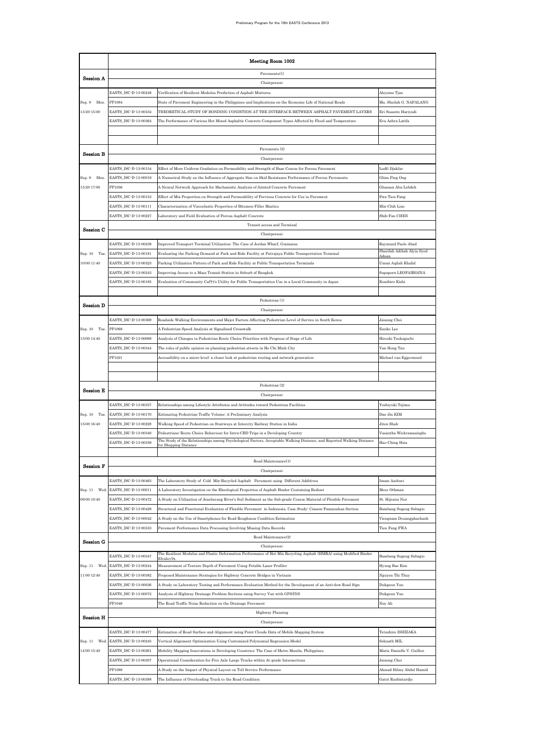| | Meeting Room 1002 | | |
|---|---|---|---|
| **Session A** | Pavements(1) | | |
| | Chairperson: | | |
| | EASTS_ISC-D-13-00248 | Verification of Resilient Modulus Prediction of Asphalt Mixtures | Aloysius Tjan |
| Sep. 9 Mon. | PP1084 | State of Pavement Engineering in the Philippines and Implications on the Economic Life of National Roads | Ma. Sheilah G. NAPALANG |
| 13:20-15:00 | EASTS_ISC-D-13-00334 | THEORETICAL STUDY OF BONDING CONDITION AT THE INTERFACE BETWEEN ASPHALT PAVEMENT LAYERS | Eri Susanto Hariyadi |
| | EASTS_ISC-D-13-00364 | The Performance of Various Hot Mixed Asphaltic Concrete Component Types Affected by Flood and Temperature | Eva Azhra Latifa |
| | | | |
| | | | |
| **Session B** | Pavements (2) | | |
| | Chairperson: | | |
| | EASTS_ISC-D-13-00154 | Effect of More Uniform Gradation on Permeability and Strength of Base Course for Porous Pavement | Ludfi Djakfar |
| Sep. 9 Mon. | EASTS_ISC-D-13-00019 | A Numerical Study on the Influence of Aggregate Size on Skid Resistance Performance of Porous Pavements | Ghim Ping Ong |
| 15:20-17:00 | PP1056 | A Neural Network Approach for Mechanistic Analysis of Jointed Concrete Pavement | Ghassan Abu-Lebdeh |
| | EASTS_ISC-D-13-00153 | Effect of Mix Proportion on Strength and Permeability of Pervious Concrete for Use in Pavement | Fwa Tien Fang |
| | EASTS_ISC-D-13-00111 | Characterization of Viscoelastic Properties of Bitumen-Filler Mastics | Min-Chih Liao |
| | EASTS_ISC-D-13-00227 | Laboratory and Field Evaluation of Porous Asphalt Concrete | Shih-Fan CHEN |
| **Session C** | Transit access and Terminal | | |
| | Chairperson: | | |
| | EASTS_ISC-D-13-00239 | Improved Transport Terminal Utilization: The Case of Jordan Wharf, Guimaras | Raymund Paolo Abad |
| Sep. 10 Tue. | EASTS_ISC-D-13-00181 | Evaluating the Parking Demand at Park and Ride Facility at Putrajaya Public Transportation Terminal | Sharifah Adibah Alyia Syed Adnan |
| 10:00-11:40 | EASTS_ISC-D-13-00323 | Parking Utilization Pattern of Park and Ride Facility at Public Transportation Terminals | Ummi Aqilah Khalid |
| | EASTS_ISC-D-13-00243 | Improving Access to a Mass Transit Station in Suburb of Bangkok | Supaporn LEOPAIROJNA |
| | EASTS_ISC-D-13-00185 | Evaluation of Community Caf??'s Utility for Public Transportation Use in a Local Community in Japan | Kunihiro Kishi |
| | | | |
| **Session D** | Pedestrian (1) | | |
| | Chairperson: | | |
| | EASTS_ISC-D-13-00369 | Roadside Walking Environments and Major Factors Affecting Pedestrian Level of Service in South Korea | Jaisung Choi |
| Sep. 10 Tue. | PP1068 | A Pedestrian Speed Analysis at Signalized Crosswalk | Eunho Lee |
| 13:00-14:40 | EASTS_ISC-D-13-00069 | Analysis of Changes in Pedestrian Route Choice Priorities with Progress of Stage of Life | Hiroshi Tsukaguchi |
| | EASTS_ISC-D-13-00344 | The roles of public opinion on planning pedestrian streets in Ho Chi Minh City | Van Hong Tan |
| | PP1021 | Accessibility on a micro-level: a closer look at pedestrian routing and network generation | Michael van Eggermond |
| | | | |
| | | | |
| **Session E** | Pedestrian (2) | | |
| | Chairperson: | | |
| | EASTS_ISC-D-13-00337 | Relationships among Lifestyle Attributes and Attitudes toward Pedestrian Facilities | Yoshiyuki Tajima |
| Sep. 10 Tue. | EASTS_ISC-D-13-00170 | Estimating Pedestrian Traffic Volume: A Preliminary Analysis | Dae-Jin KIM |
| 15:00-16:40 | EASTS_ISC-D-13-00228 | Walking Speed of Pedestrian on Stairways at Intercity Railway Station in India | Jiten Shah |
| | EASTS_ISC-D-13-00340 | Pedestrians' Route Choice Behaviour for Intra-CBD Trips in a Developing Country | Vasantha Wickramasinghe |
| | EASTS_ISC-D-13-00339 | The Study of the Relationships among Psychological Factors, Acceptable Walking Distance, and Reported Walking Distance for Shopping Distance | Hao-Ching Hsia |
| | | | |
| **Session F** | Road Maintenance(1) | | |
| | Chairperson: | | |
| | EASTS_ISC-D-13-00463 | The Laboratory Study of Cold Mix-Recycled Asphalt Pavement using Different Additives | Imam Aschuri |
| Sep. 11 Wed. | EASTS_ISC-D-13-00011 | A Laboratory Investigation on the Rheological Properties of Asphalt Binder Containing Rediset | Meor Othman |
| 09:00-10:40 | EASTS_ISC-D-13-00472 | A Study on Utilization of Jeneberang River's Soil Sediment as the Sub-grade Course Material of Flexible Pavement | St. Hijraini Nur |
| | EASTS_ISC-D-13-00429 | Structural and Functional Evaluation of Flexible Pavement in Indonesia, Case Study: Ciasem-Pamanukan Section | Bambang Sugeng Subagio |
| | EASTS_ISC-D-13-00042 | A Study on the Use of Smartphones for Road Roughness Condition Estimation | Viengnam Douangphachanh |
| | EASTS_ISC-D-13-00333 | Pavement Performance Data Processing Involving Missing Data Records | Tien Fang FWA |
| **Session G** | Road Maintenance(2) | | |
| | Chairperson: | | |
| | EASTS_ISC-D-13-00347 | The Resilient Modulus and Plastic Deformation Performance of Hot Mix Recycling Asphalt (HMRA) using Modified Binder Elvaloy?. | Bambang Sugeng Subagio |
| Sep. 11 Wed. | EASTS_ISC-D-13-00244 | Measurement of Texture Depth of Pavement Using Potable Laser Profiler | Hyung Bae Kim |
| 11:00-12:40 | EASTS_ISC-D-13-00382 | Proposed Maintenance Strategies for Highway Concrete Bridges in Vietnam | Nguyen Thi Thuy |
| | EASTS_ISC-D-13-00036 | A Study on Laboratory Testing and Performance Evaluation Method for the Development of an Anti-dew Road Sign | Dukgeun Yun |
| | EASTS_ISC-D-13-00072 | Analysis of Highway Drainage Problem Sections using Survey Van with GPS/INS | Dukgeun Yun |
| | PP1048 | The Road Traffic Noise Reduction on the Drainage Pavement | Nur Ali |
| **Session H** | Highway Planning | | |
| | Chairperson: | | |
| | EASTS_ISC-D-13-00477 | Estimation of Road Surface and Alignment using Point Clouds Data of Mobile Mapping System | Tetsuhiro ISHIZAKA |
| Sep. 11 Wed. | EASTS_ISC-D-13-00245 | Vertical Alignment Optimization Using Customized Polynomial Regression Model | Soknath MIL |
| 14:00-15:40 | EASTS_ISC-D-13-00261 | Mobility Mapping Innovations in Developing Countries: The Case of Metro Manila, Philippines | Marie Danielle V. Guillen |
| | EASTS_ISC-D-13-00307 | Operational Consideration for Five Axle Large Trucks within At-grade Intersections | Jaisung Choi |
| | PP1088 | A Study on the Impact of Physical Layout on Toll Service Performance | Ahmad Hilmy Abdul Hamid |
| | EASTS_ISC-D-13-00388 | The Influence of Overloading Truck to the Road Condition | Gatot Rusbintardjo |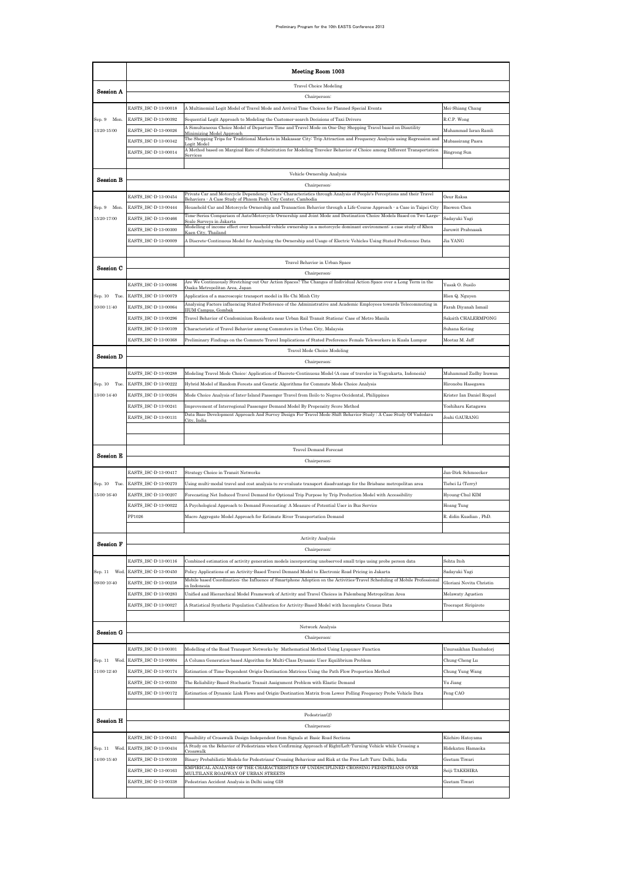| | Meeting Room 1003 | | |
|---|---|---|---|
| **Session A** | Travel Choice Modeling | | |
| | Chairperson: | | |
| | EASTS_ISC-D-13-00018 | A Multinomial Logit Model of Travel Mode and Arrival Time Choices for Planned Special Events | Mei-Shiang Chang |
| Sep. 9 Mon. | EASTS_ISC-D-13-00392 | Sequential Logit Approach to Modeling the Customer-search Decisions of Taxi Drivers | R.C.P. Wong |
| 13:20-15:00 | EASTS_ISC-D-13-00026 | A Simultaneous Choice Model of Departure Time and Travel Mode on One-Day Shopping Travel based on Disutility Minimizing Model Approach | Muhammad Isran Ramli |
| | EASTS_ISC-D-13-00342 | The Shopping Trips for Traditional Markets in Makassar City: Trip Attraction and Frequency Analysis using Regression and Logit Model | Muhassirang Pasra |
| | EASTS_ISC-D-13-00014 | A Method based on Marginal Rate of Substitution for Modeling Traveler Behavior of Choice among Different Transportation Services | Bingrong Sun |
| **Session B** | Vehicle Ownership Analysis | | |
| | Chairperson: | | |
| | EASTS_ISC-D-13-00454 | Private Car and Motorcycle Dependency: Users' Characteristics through Analysis of People's Perceptions and their Travel Behaviors - A Case Study of Phnom Penh City Center, Cambodia | Oeur Raksa |
| Sep. 9 Mon. | EASTS_ISC-D-13-00444 | Household Car and Motorcycle Ownership and Transaction Behavior through a Life-Course Approach - a Case in Taipei City | Baowen Chen |
| 15:20-17:00 | EASTS_ISC-D-13-00466 | Time-Series Comparison of Auto/Motorcycle Ownership and Joint Mode and Destination Choice Models Based on Two Large-Scale Surveys in Jakarta | Sadayuki Yagi |
| | EASTS_ISC-D-13-00300 | Modelling of income effect over household vehicle ownership in a motorcycle dominant environment: a case study of Khon Kaen City, Thailand | Jaruwit Prabnasak |
| | EASTS_ISC-D-13-00009 | A Discrete-Continuous Model for Analyzing the Ownership and Usage of Electric Vehicles Using Stated Preference Data | Jia YANG |
| **Session C** | Travel Behavior in Urban Space | | |
| | Chairperson: | | |
| | EASTS_ISC-D-13-00086 | Are We Continuously Stretching-out Our Action Spaces? The Changes of Individual Action Space over a Long Term in the Osaka Metropolitan Area, Japan | Yusak O. Susilo |
| Sep. 10 Tue. | EASTS_ISC-D-13-00079 | Application of a macroscopic transport model in Ho Chi Minh City | Hien Q. Nguyen |
| 10:00-11:40 | EASTS_ISC-D-13-00064 | Analysing Factors influencing Stated Preference of the Administrative and Academic Employees towards Telecommuting in IIUM Campus, Gombak | Farah Diyanah Ismail |
| | EASTS_ISC-D-13-00296 | Travel Behavior of Condominium Residents near Urban Rail Transit Stations: Case of Metro Manila | Saksith CHALERMPONG |
| | EASTS_ISC-D-13-00109 | Characteristic of Travel Behavior among Commuters in Urban City, Malaysia | Suhana Koting |
| | EASTS_ISC-D-13-00368 | Preliminary Findings on the Commute Travel Implications of Stated Preference Female Teleworkers in Kuala Lumpur | Mootaz M. Jaff |
| **Session D** | Travel Mode Choice Modeling | | |
| | Chairperson: | | |
| | EASTS_ISC-D-13-00288 | Modeling Travel Mode Choice: Application of Discrete-Continuous Model (A case of traveler in Yogyakarta, Indonesia) | Muhammad Zudhy Irawan |
| Sep. 10 Tue. | EASTS_ISC-D-13-00222 | Hybrid Model of Random Forests and Genetic Algorithms for Commute Mode Choice Analysis | Hironobu Hasegawa |
| 13:00-14:40 | EASTS_ISC-D-13-00264 | Mode Choice Analysis of Inter-Island Passenger Travel from Iloilo to Negros Occidental, Philippines | Krister Ian Daniel Roquel |
| | EASTS_ISC-D-13-00241 | Improvement of Interregional Passenger Demand Model By Propensity Score Method | Yoshiharu Katagawa |
| | EASTS_ISC-D-13-00131 | Data Base Development Approach And Survey Design For Travel Mode Shift Behavior Study : A Case Study Of Vadodara City, India | Joshi GAURANG |
| **Session E** | Travel Demand Forecast | | |
| | Chairperson: | | |
| | EASTS_ISC-D-13-00417 | Strategy Choice in Transit Networks | Jan-Dirk Schmoecker |
| Sep. 10 Tue. | EASTS_ISC-D-13-00270 | Using multi-modal travel and cost analysis to re-evaluate transport disadvantage for the Brisbane metropolitan area | Tsebei Li (Terry) |
| 15:00-16:40 | EASTS_ISC-D-13-00207 | Forecasting Net Induced Travel Demand for Optional Trip Purpose by Trip Production Model with Accessibility | Hyoung-Chul KIM |
| | EASTS_ISC-D-13-00022 | A Psychological Approach to Demand Forecasting: A Measure of Potential User in Bus Service | Hoang Tung |
| | PP1026 | Macro Aggregate Model Approach for Estimate River Transportation Demand | R. didin Kusdian , PhD. |
| **Session F** | Activity Analysis | | |
| | Chairperson: | | |
| | EASTS_ISC-D-13-00116 | Combined estimation of activity generation models incorporating unobserved small trips using probe person data | Sohta Itoh |
| Sep. 11 Wed. | EASTS_ISC-D-13-00450 | Policy Applications of an Activity-Based Travel Demand Model to Electronic Road Pricing in Jakarta | Sadayuki Yagi |
| 09:00-10:40 | EASTS_ISC-D-13-00258 | Mobile based Coordination: the Influence of Smartphone Adoption on the Activities-Travel Scheduling of Mobile Professional in Indonesia | Gloriani Novita Christin |
| | EASTS_ISC-D-13-00283 | Unified and Hierarchical Model Framework of Activity and Travel Choices in Palembang Metropolitan Area | Melawaty Agustien |
| | EASTS_ISC-D-13-00027 | A Statistical Synthetic Population Calibration for Activity-Based Model with Incomplete Census Data | Teerapot Siripirote |
| **Session G** | Network Analysis | | |
| | Chairperson: | | |
| | EASTS_ISC-D-13-00301 | Modelling of the Road Transport Networks by Mathematical Method Using Lyapunov Function | Unursaikhan Dambadorj |
| Sep. 11 Wed. | EASTS_ISC-D-13-00004 | A Column Generation-based Algorithm for Multi-Class Dynamic User Equilibrium Problem | Chung-Cheng Lu |
| 11:00-12:40 | EASTS_ISC-D-13-00174 | Estimation of Time-Dependent Origin-Destination Matrices Using the Path Flow Proportion Method | Chung Yung Wang |
| | EASTS_ISC-D-13-00350 | The Reliability-Based Stochastic Transit Assignment Problem with Elastic Demand | Yu Jiang |
| | EASTS_ISC-D-13-00172 | Estimation of Dynamic Link Flows and Origin-Destination Matrix from Lower Polling Frequency Probe Vehicle Data | Peng CAO |
| **Session H** | Pedestrian(2) | | |
| | Chairperson: | | |
| | EASTS_ISC-D-13-00451 | Possibility of Crosswalk Design Independent from Signals at Basic Road Sections | Kiichiro Hatoyama |
| Sep. 11 Wed. | EASTS_ISC-D-13-00434 | A Study on the Behavior of Pedestrians when Confirming Approach of Right/Left-Turning Vehicle while Crossing a Crosswalk | Hidekatsu Hamaoka |
| 14:00-15:40 | EASTS_ISC-D-13-00100 | Binary Probabilistic Models for Pedestrians' Crossing Behaviour and Risk at the Free Left Turn: Delhi, India | Geetam Tiwari |
| | EASTS_ISC-D-13-00163 | EMPIRICAL ANALYSIS OF THE CHARACTERISTICS OF UNDISCIPLINED CROSSING PEDESTRIANS OVER MULTILANE ROADWAY OF URBAN STREETS | Seiji TAKEHIRA |
| | EASTS_ISC-D-13-00338 | Pedestrian Accident Analysis in Delhi using GIS | Geetam Tiwari |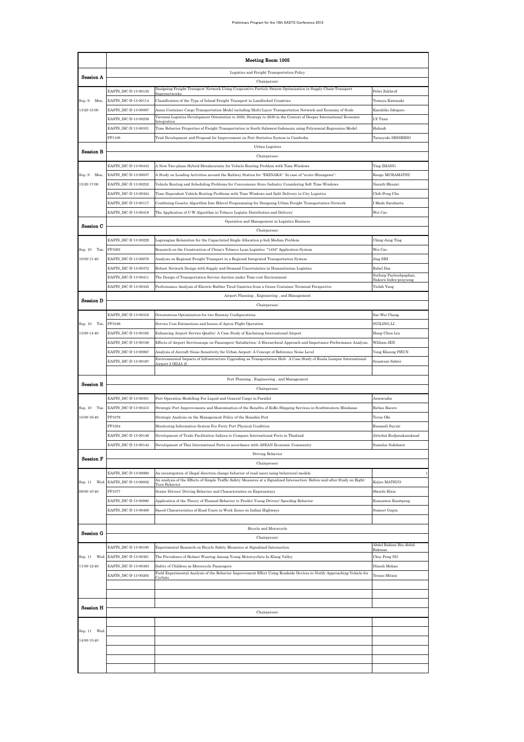| | | Meeting Room 1005 | |
|---|---|---|---|
| **Session A** | | Logistics and Freight Transportation Policy | |
| | | Chairperson: | |
| | EASTS_ISC-D-13-00135 | Designing Freight Transport Network Using Cooperative Particle Swarm Optimisation in Supply Chain-Transport Supernetworks | Febri Zukhruf |
| Sep. 9 Mon. | EASTS_ISC-D-13-00114 | Classification of the Type of Inland Freight Transport in Landlocked Countries | Tomoya Kawasaki |
| 13:20-15:00 | EASTS_ISC-D-13-00087 | Asian Container Cargo Transportation Model including Multi-Layer Transportation Network and Economy of Scale | Kazuhiko Ishiguro |
| | EASTS_ISC-D-13-00238 | Vietnam Logistics Development Orientation to 2050, Strategy to 2030 in the Context of Deeper International Economic Integration | LY Tuan |
| | EASTS_ISC-D-13-00331 | Time Behavior Properties of Freight Transportation in South Sulawesi-Indonesia using Polynomial Regression Model | Hakzah |
| | PP1108 | Trial Development and Proposal for Improvement on Port Statistics System in Cambodia | Tatsuyuki SHISHIDO |
| **Session B** | | Urban Logistics | |
| | | Chairperson: | |
| | EASTS_ISC-D-13-00433 | A New Two-phase Hybrid Metaheuristic for Vehicle Routing Problem with Time Windows | Ying ZHANG |
| Sep. 9 Mon. | EASTS_ISC-D-13-00037 | A Study on Loading Activities around the Railway Station for "EKINAKA" -In case of "ecute-Shinagawa"- | Kengo MURAMATSU |
| 15:20-17:00 | EASTS_ISC-D-13-00252 | Vehicle Routing and Scheduling Problems for Convenience Store Industry Considering Soft Time Windows | Narath Bhusiri |
| | EASTS_ISC-D-13-00324 | Time-Dependent Vehicle Routing Problems with Time Windows and Split Delivery in City Logistics | Chih-Peng Chu |
| | EASTS_ISC-D-13-00117 | Combining Genetic Algorithm Into Bilevel Programming for Designing Urban Freight Transportation Network | I Made Suraharta |
| | EASTS_ISC-D-13-00418 | The Application of C-W Algorithm in Tobacco Logistic Distribution and Delivery | Wei Cao |
| **Session C** | | Operation and Management in Logistics Business | |
| | | Chairperson: | |
| | EASTS_ISC-D-13-00229 | Lagrangian Relaxation for the Capacitated Single Allocation p-hub Median Problem | Ching-Jung Ting |
| Sep. 10 Tue. | PP1003 | Research on the Construction of China's Tobacco Lean Logistics "1434" Application System | Wei Cao |
| 10:00-11:40 | EASTS_ISC-D-13-00078 | Analysis on Regional Freight Transport in a Regional Integrated Transportation System | Jing SHI |
| | EASTS_ISC-D-13-00372 | Robust Network Design with Supply and Demand Uncertainties in Humanitarian Logistics | Rubel Das |
| | EASTS_ISC-D-13-00411 | The Design of Transportation Service Auction under Time-cost Environment | Suthaip Pueboobpaphan, Nakorn Indra-prayoong |
| | EASTS_ISC-D-13-00345 | Performance Analysis of Electric-Rubber Tired Gantries from a Green Container Terminal Perspective | Yichih Yang |
| **Session D** | | Airport Planning , Engineering , and Management | |
| | | Chairperson: | |
| | EASTS_ISC-D-13-00316 | Orientations Optimization for two Runway Configurations | Sze-Wei Chang |
| Sep. 10 Tue. | PP1049 | Service Cost Estimations and Issues of Apron Flight Operation | SUILING,LI |
| 13:00-14:40 | EASTS_ISC-D-13-00165 | Enhancing Airport Service Quality: A Case Study of Kaohsiung International Airport | Hung-Chun Lin |
| | EASTS_ISC-D-13-00156 | Effects of Airport Servicescape on Passengers' Satisfaction: A Hierarchical Approach and Importance-Performance Analysis | William JEN |
| | EASTS_ISC-D-13-00067 | Analysis of Aircraft Noise Sensitivity for Urban Airport: A Concept of Reference Noise Level | Veng Kheang PHUN |
| | EASTS_ISC-D-13-00167 | Environmental Impacts of Infrastructure Upgrading as Transportation Hub: A Case Study of Kuala Lumpur International Airport 2 (KLIA 2) | Syazwani Sahrir |
| | | | |
| **Session E** | | Port Planning , Engineering , and Management | |
| | | Chairperson: | |
| | EASTS_ISC-D-13-00351 | Port Operation Modelling For Liquid and General Cargo in Parallel | Anwarudin |
| Sep. 10 Tue. | EASTS_ISC-D-13-00415 | Strategic Port Improvements and Maximization of the Benefits of RoRo Shipping Services in Southwestern Mindanao | Riches Bacero |
| 15:00-16:40 | PP1078 | Strategic Analysis on the Management Policy of the Hanshin Port | Teruo Ohi |
| | PP1024 | Monitoring Information System For Ferry Port Physical Condition | Rusmadi Suyuti |
| | EASTS_ISC-D-13-00146 | Development of Trade Facilitation Indices to Compare International Ports in Thailand | Jittichai Rudjanakanoknad |
| | EASTS_ISC-D-13-00144 | Development of Thai International Ports in accordance with ASEAN Economic Community | Sumalee Sukdanot |
| **Session F** | | Driving Behavior | |
| | | Chairperson: | |
| | EASTS_ISC-D-13-00060 | An investigation of illegal direction change behavior of road users using behavioral models | 1 |
| Sep. 11 Wed. | EASTS_ISC-D-13-00052 | An analysis of the Effects of Simple Traffic Safety Measures at a Signalized Intersection: Before-and-after Study on Right-Turn Behavior | Kojiro MATSUO |
| 09:00-10:40 | PP1077 | Senior Drivers' Driving Behavior and Characteristics on Expressways | Shoichi Hirai |
| | EASTS_ISC-D-13-00080 | Application of the Theory of Planned Behavior to Predict Young Drivers' Speeding Behavior | Kunnawee Kanitpong |
| | EASTS_ISC-D-13-00408 | Speed Characteristics of Road Users in Work Zones on Indian Highways | Sumeet Gupta |
| | | | |
| **Session G** | | Bicycle and Motorcycle | |
| | | Chairperson: | |
| | EASTS_ISC-D-13-00195 | Experimental Research on Bicycle Safety Measures at Signalized Intersection | Abdul Rahimi Bin Abdul Rahman |
| Sep. 11 Wed. | EASTS_ISC-D-13-00361 | The Prevalence of Helmet Wearing Among Young Motorcyclists In Klang Valley | Choy Peng NG |
| 11:00-12:40 | EASTS_ISC-D-13-00383 | Safety of Children as Motorcycle Passengers | Dinesh Mohan |
| | EASTS_ISC-D-13-00205 | Field Experimental Analysis of the Behavior Improvement Effect Using Roadside Devices to Notify Approaching-Vehicle for Cyclists | Tetsuo Mitani |
| | | | |
| | | | |
| **Session H** | | | |
| | | Chairperson: | |
| | | | |
| Sep. 11 Wed. | | | |
| 14:00-15:40 | | | |
| | | | |
| | | | |
| | | | |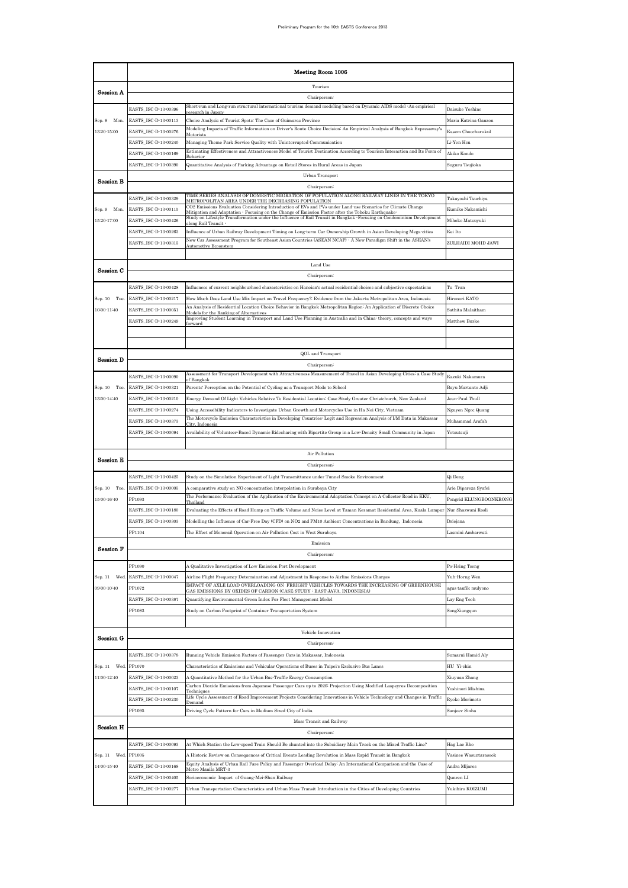| | Meeting Room 1006 | | |
|---|---|---|---|
| **Session A** | | Tourism | |
| | | Chairperson: | |
| | EASTS_ISC-D-13-00396 | Short-run and Long-run structural international tourism demand modeling based on Dynamic AIDS model -An empirical research in Japan- | Daisuke Yoshino |
| Sep. 9 Mon. | EASTS_ISC-D-13-00113 | Choice Analysis of Tourist Spots: The Case of Guimaras Province | Maria Katrina Ganzon |
| 13:20-15:00 | EASTS_ISC-D-13-00276 | Modeling Impacts of Traffic Information on Driver's Route Choice Decision: An Empirical Analysis of Bangkok Expressway's Motorists | Kasem Choocharukul |
| | EASTS_ISC-D-13-00240 | Managing Theme Park Service Quality with Uninterrupted Communication | Li-Yen Hsu |
| | EASTS_ISC-D-13-00169 | Estimating Effectiveness and Attractiveness Model of Tourist Destination According to Tourism Interaction and Its Form of Behavior | Akiko Kondo |
| | EASTS_ISC-D-13-00390 | Quantitative Analysis of Parking Advantage on Retail Stores in Rural Areas in Japan | Suguru Tsujioka |
| **Session B** | | Urban Transport | |
| | | Chairperson: | |
| | EASTS_ISC-D-13-00329 | TIME SERIES ANALYSIS OF DOMESTIC MIGRATION OF POPULATION ALONG RAILWAY LINES IN THE TOKYO METROPOLITAN AREA UNDER THE DECREASING POPULATION | Takayoshi Tsuchiya |
| Sep. 9 Mon. | EASTS_ISC-D-13-00115 | CO2 Emissions Evaluation Considering Introduction of EVs and PVs under Land-use Scenarios for Climate Change Mitigation and Adaptation - Focusing on the Change of Emission Factor after the Tohoku Earthquake- | Kumiko Nakamichi |
| 15:20-17:00 | EASTS_ISC-D-13-00426 | Study on Lifestyle Transformation under the Influence of Rail Transit in Bangkok -Focusing on Condominium Development along Rail Transit - | Mihoko Matsuyuki |
| | EASTS_ISC-D-13-00263 | Influence of Urban Railway Development Timing on Long-term Car Ownership Growth in Asian Developing Mega-cities | Kei Ito |
| | EASTS_ISC-D-13-00315 | New Car Assessment Program for Southeast Asian Countries (ASEAN NCAP) - A New Paradigm Shift in the ASEAN's Automotive Ecosystem | ZULHAIDI MOHD JAWI |
| | | | |
| **Session C** | | Land Use | |
| | | Chairperson: | |
| | EASTS_ISC-D-13-00428 | Influences of current neighbourhood characteristics on Hanoian's actual residential choices and subjective expectations | Tu Tran |
| Sep. 10 Tue. | EASTS_ISC-D-13-00217 | How Much Does Land Use Mix Impact on Travel Frequency?: Evidence from the Jakarta Metropolitan Area, Indonesia | Hironori KATO |
| 10:00-11:40 | EASTS_ISC-D-13-00051 | An Analysis of Residential Location Choice Behavior in Bangkok Metropolitan Region: An Application of Discrete Choice Models for the Ranking of Alternatives | Sathita Malaitham |
| | EASTS_ISC-D-13-00249 | Improving Student Learning in Transport and Land Use Planning in Australia and in China: theory, concepts and ways forward | Matthew Burke |
| | | | |
| | | | |
| **Session D** | | QOL and Transport | |
| | | Chairperson: | |
| | EASTS_ISC-D-13-00090 | Assessment for Transport Development with Attractiveness Measurement of Travel in Asian Developing Cities: a Case Study of Bangkok | Kazuki Nakamura |
| Sep. 10 Tue. | EASTS_ISC-D-13-00321 | Parents' Perception on the Potential of Cycling as a Transport Mode to School | Bayu Martanto Adji |
| 13:00-14:40 | EASTS_ISC-D-13-00210 | Energy Demand Of Light Vehicles Relative To Residential Location: Case Study Greater Christchurch, New Zealand | Jean-Paul Thull |
| | EASTS_ISC-D-13-00274 | Using Accessibility Indicators to Investigate Urban Growth and Motorcycles Use in Ha Noi City, Vietnam | Nguyen Ngoc Quang |
| | EASTS_ISC-D-13-00373 | The Motorcycle Emission Characteristics in Developing Countries: Logit and Regression Analysis of I/M Data in Makassar City, Indonesia | Muhammad Arafah |
| | EASTS_ISC-D-13-00094 | Availability of Volunteer-Based Dynamic Ridesharing with Bipartite Group in a Low-Density Small Community in Japan | Yotsutsuji |
| | | | |
| **Session E** | | Air Pollution | |
| | | Chairperson: | |
| | EASTS_ISC-D-13-00425 | Study on the Simulation Experiment of Light Transmittance under Tunnel Smoke Environment | Qi Deng |
| Sep. 10 Tue. | EASTS_ISC-D-13-00005 | A comparative study on NO concentration interpolation in Surabaya City | Arie Dipareza Syafei |
| 15:00-16:40 | PP1093 | The Performance Evaluation of the Application of the Environmental Adaptation Concept on A Collector Road in KKU, Thailand | Pongrid KLUNGBOONKRONG |
| | EASTS_ISC-D-13-00180 | Evaluating the Effects of Road Hump on Traffic Volume and Noise Level at Taman Keramat Residential Area, Kuala Lumpur | Nur Shazwani Rosli |
| | EASTS_ISC-D-13-00303 | Modelling the Influence of Car-Free Day (CFD) on NO2 and PM10 Ambient Concentrations in Bandung, Indonesia | Driejana |
| | PP1104 | The Effect of Monorail Operation on Air Pollution Cost in West Surabaya | Lasmini Ambarwati |
| **Session F** | | Emission | |
| | | Chairperson: | |
| | PP1090 | A Qualitative Investigation of Low Emission Port Development | Po-Hsing Tseng |
| Sep. 11 Wed. | EASTS_ISC-D-13-00047 | Airline Flight Frequency Determination and Adjustment in Response to Airline Emissions Charges | Yuh-Horng Wen |
| 09:00-10:40 | PP1072 | IMPACT OF AXLE LOAD OVERLOADING ON FREIGHT VEHICLES TOWARDS THE INCREASING OF GREENHOUSE GAS EMISSIONS BY OXIDES OF CARBON (CASE STUDY : EAST JAVA, INDONESIA) | agus taufik mulyono |
| | EASTS_ISC-D-13-00387 | Quantifying Environmental Green Index For Fleet Management Model | Lay Eng Teoh |
| | PP1083 | Study on Carbon Footprint of Container Transportation System | SongXiangqun |
| | | | |
| **Session G** | | Vehicle Innovation | |
| | | Chairperson: | |
| | EASTS_ISC-D-13-00378 | Running Vehicle Emission Factors of Passenger Cars in Makassar, Indonesia | Sumarni Hamid Aly |
| Sep. 11 Wed. | PP1070 | Characteristics of Emissions and Vehicular Operations of Buses in Taipei's Exclusive Bus Lanes | HU Yi-chin |
| 11:00-12:40 | EASTS_ISC-D-13-00023 | A Quantitative Method for the Urban Bus Traffic Energy Consumption | Xiuyuan Zhang |
| | EASTS_ISC-D-13-00107 | Carbon Dioxide Emissions from Japanese Passenger Cars up to 2020: Projection Using Modified Laspeyres Decomposition Techniques | Yoshinori Mishina |
| | EASTS_ISC-D-13-00230 | Life Cycle Assessment of Road Improvement Projects Considering Innovations in Vehicle Technology and Changes in Traffic Demand | Ryoko Morimoto |
| | PP1095 | Driving Cycle Pattern for Cars in Medium Sized City of India | Sanjeev Sinha |
| **Session H** | | Mass Transit and Railway | |
| | | Chairperson: | |
| | EASTS_ISC-D-13-00093 | At Which Station the Low-speed Train Should Be shunted into the Subsidiary Main Track on the Mixed Traffic Line? | Hag Lae Rho |
| Sep. 11 Wed. | PP1005 | A Historic Review on Consequences of Critical Events Leading Revolution in Mass Rapid Transit in Bangkok | Vasinee Wasuntarasook |
| 14:00-15:40 | EASTS_ISC-D-13-00168 | Equity Analysis of Urban Rail Fare Policy and Passenger Overload Delay: An International Comparison and the Case of Metro Manila MRT-3 | Andra Mijares |
| | EASTS_ISC-D-13-00405 | Socioeconomic Impact of Guang-Mei-Shan Railway | Qunren LI |
| | EASTS_ISC-D-13-00277 | Urban Transportation Characteristics and Urban Mass Transit Introduction in the Cities of Developing Countries | Yukihiro KOIZUMI |
| | | | |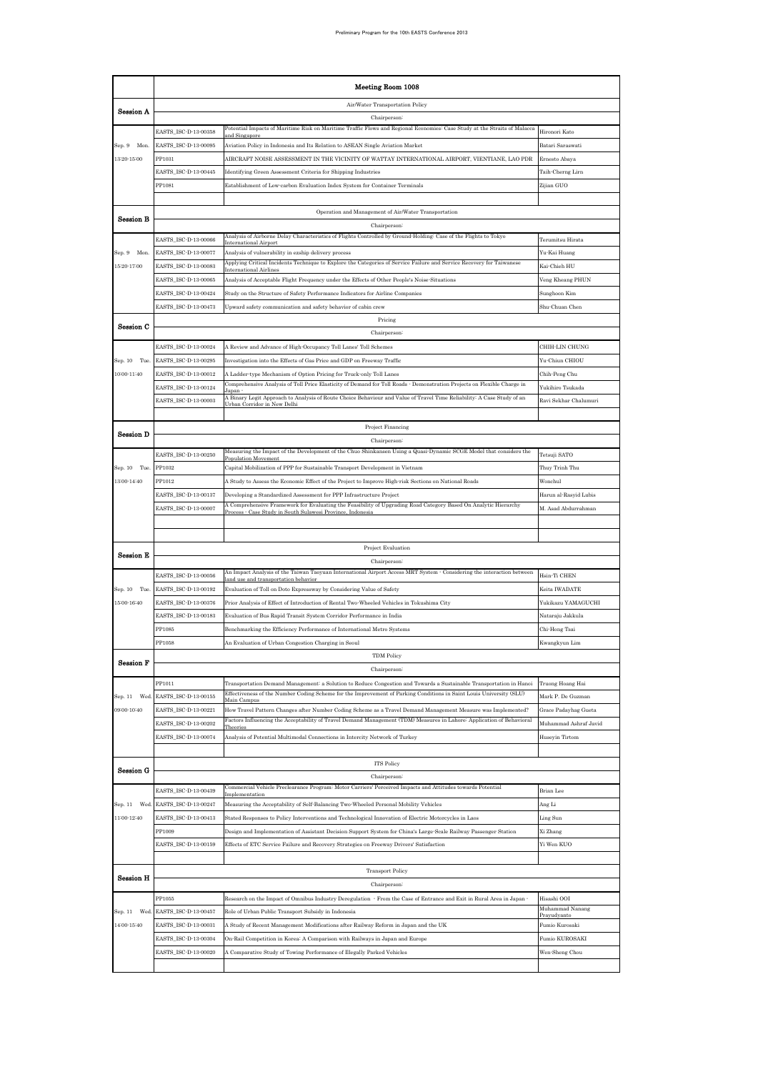| | Meeting Room 1008 | | |
|---|---|---|---|
| **Session A** | Air/Water Transportation Policy | | |
| | Chairperson: | | |
| | EASTS_ISC-D-13-00358 | Potential Impacts of Maritime Risk on Maritime Traffic Flows and Regional Economies: Case Study at the Straits of Malacca and Singapore | Hironori Kato |
| Sep. 9 Mon. | EASTS_ISC-D-13-00095 | Aviation Policy in Indonesia and Its Relation to ASEAN Single Aviation Market | Batari Saraswati |
| 13:20-15:00 | PP1031 | AIRCRAFT NOISE ASSESSMENT IN THE VICINITY OF WATTAY INTERNATIONAL AIRPORT, VIENTIANE, LAO PDR | Ernesto Abaya |
| | EASTS_ISC-D-13-00445 | Identifying Green Assessment Criteria for Shipping Industries | Taih-Cherng Lirn |
| | PP1081 | Establishment of Low-carbon Evaluation Index System for Container Terminals | Zijian GUO |
| | | | |
| **Session B** | Operation and Management of Air/Water Transportation | | |
| | Chairperson: | | |
| | EASTS_ISC-D-13-00066 | Analysis of Airborne Delay Characteristics of Flights Controlled by Ground-Holding: Case of the Flights to Tokyo International Airport | Terumitsu Hirata |
| Sep. 9 Mon. | EASTS_ISC-D-13-00077 | Analysis of vulnerability in ezship delivery process | Yu-Kai Huang |
| 15:20-17:00 | EASTS_ISC-D-13-00083 | Applying Critical Incidents Technique to Explore the Categories of Service Failure and Service Recovery for Taiwanese International Airlines | Kai-Chieh HU |
| | EASTS_ISC-D-13-00065 | Analysis of Acceptable Flight Frequency under the Effects of Other People's Noise-Situations | Veng Kheang PHUN |
| | EASTS_ISC-D-13-00424 | Study on the Structure of Safety Performance Indicators for Airline Companies | Sunghoon Kim |
| | EASTS_ISC-D-13-00473 | Upward safety communication and safety behavior of cabin crew | Shu-Chuan Chen |
| **Session C** | Pricing | | |
| | Chairperson: | | |
| | EASTS_ISC-D-13-00024 | A Review and Advance of High-Occupancy Toll Lanes' Toll Schemes | CHIH-LIN CHUNG |
| Sep. 10 Tue. | EASTS_ISC-D-13-00295 | Investigation into the Effects of Gas Price and GDP on Freeway Traffic | Yu-Chiun CHIOU |
| 10:00-11:40 | EASTS_ISC-D-13-00012 | A Ladder-type Mechanism of Option Pricing for Truck-only Toll Lanes | Chih-Peng Chu |
| | EASTS_ISC-D-13-00124 | Comprehensive Analysis of Toll Price Elasticity of Demand for Toll Roads - Demonstration Projects on Flexible Charge in Japan - | Yukihiro Tsukada |
| | EASTS_ISC-D-13-00003 | A Binary Logit Approach to Analysis of Route Choice Behaviour and Value of Travel Time Reliability: A Case Study of an Urban Corridor in New Delhi | Ravi Sekhar Chalumuri |
| | | | |
| **Session D** | Project Financing | | |
| | Chairperson: | | |
| | EASTS_ISC-D-13-00250 | Measuring the Impact of the Development of the Chuo Shinkansen Using a Quasi-Dynamic SCGE Model that considers the Population Movement | Tetsuji SATO |
| Sep. 10 Tue. | PP1032 | Capital Mobilization of PPP for Sustainable Transport Development in Vietnam | Thuy Trinh Thu |
| 13:00-14:40 | PP1012 | A Study to Assess the Economic Effect of the Project to Improve High-risk Sections on National Roads | Wonchul |
| | EASTS_ISC-D-13-00137 | Developing a Standardized Assessment for PPP Infrastructure Project | Harun al-Rasyid Lubis |
| | EASTS_ISC-D-13-00007 | A Comprehensive Framework for Evaluating the Feasibility of Upgrading Road Category Based On Analytic Hierarchy Process - Case Study in South Sulawesi Province, Indonesia | M. Asad Abdurrahman |
| | | | |
| | | | |
| **Session E** | Project Evaluation | | |
| | Chairperson: | | |
| | EASTS_ISC-D-13-00056 | An Impact Analysis of the Taiwan Taoyuan International Airport Access MRT System - Considering the interaction between land use and transportation behavior | Hsin-Ti CHEN |
| Sep. 10 Tue. | EASTS_ISC-D-13-00192 | Evaluation of Toll on Doto Expressway by Considering Value of Safety | Keita IWADATE |
| 15:00-16:40 | EASTS_ISC-D-13-00376 | Prior Analysis of Effect of Introduction of Rental Two-Wheeled Vehicles in Tokushima City | Yukikazu YAMAGUCHI |
| | EASTS_ISC-D-13-00183 | Evaluation of Bus Rapid Transit System Corridor Performance in India | Nataraju Jakkula |
| | PP1085 | Benchmarking the Efficiency Performance of International Metro Systems | Chi-Hong Tsai |
| | PP1058 | An Evaluation of Urban Congestion Charging in Seoul | Kwangkyun Lim |
| **Session F** | TDM Policy | | |
| | Chairperson: | | |
| | PP1011 | Transportation Demand Management: a Solution to Reduce Congestion and Towards a Sustainable Transportation in Hanoi | Truong Hoang Hai |
| Sep. 11 Wed. | EASTS_ISC-D-13-00155 | Effectiveness of the Number Coding Scheme for the Improvement of Parking Conditions in Saint Louis University (SLU) Main Campus | Mark P. De Guzman |
| 09:00-10:40 | EASTS_ISC-D-13-00221 | How Travel Pattern Changes after Number Coding Scheme as a Travel Demand Management Measure was Implemented? | Grace Padayhag Gueta |
| | EASTS_ISC-D-13-00202 | Factors Influencing the Acceptability of Travel Demand Management (TDM) Measures in Lahore: Application of Behavioral Theories | Muhammad Ashraf Javid |
| | EASTS_ISC-D-13-00074 | Analysis of Potential Multimodal Connections in Intercity Network of Turkey | Huseyin Tirtom |
| | | | |
| **Session G** | ITS Policy | | |
| | Chairperson: | | |
| | EASTS_ISC-D-13-00439 | Commercial Vehicle Preclearance Program: Motor Carriers' Perceived Impacts and Attitudes towards Potential Implementation | Brian Lee |
| Sep. 11 Wed. | EASTS_ISC-D-13-00247 | Measuring the Acceptability of Self-Balancing Two-Wheeled Personal Mobility Vehicles | Ang Li |
| 11:00-12:40 | EASTS_ISC-D-13-00413 | Stated Responses to Policy Interventions and Technological Innovation of Electric Motorcycles in Laos | Ling Sun |
| | PP1009 | Design and Implementation of Assistant Decision Support System for China's Large-Scale Railway Passenger Station | Xi Zhang |
| | EASTS_ISC-D-13-00159 | Effects of ETC Service Failure and Recovery Strategies on Freeway Drivers' Satisfaction | Yi Wen KUO |
| | | | |
| **Session H** | Transport Policy | | |
| | Chairperson: | | |
| | PP1055 | Research on the Impact of Omnibus Industry Deregulation - From the Case of Entrance and Exit in Rural Area in Japan - | Hisashi OOI |
| Sep. 11 Wed. | EASTS_ISC-D-13-00457 | Role of Urban Public Transport Subsidy in Indonesia | Muhammad Nanang Prayudyanto |
| 14:00-15:40 | EASTS_ISC-D-13-00031 | A Study of Recent Management Modifications after Railway Reform in Japan and the UK | Fumio Kurosaki |
| | EASTS_ISC-D-13-00304 | On-Rail Competition in Korea: A Comparison with Railways in Japan and Europe | Fumio KUROSAKI |
| | EASTS_ISC-D-13-00020 | A Comparative Study of Towing Performance of Illegally Parked Vehicles | Wen-Sheng Chou |
| | | | |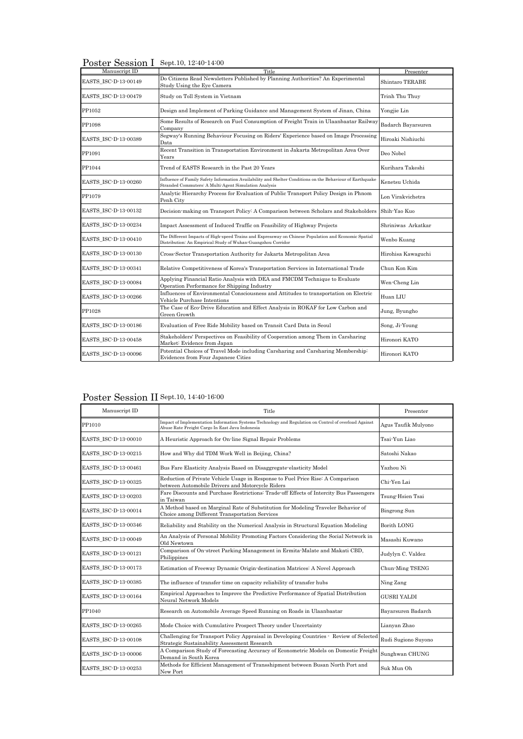## Poster Session I Sept.10, 12:40-14:00

| Manuscript ID | Title | Presenter |
|---|---|---|
| EASTS_ISC-D-13-00149 | Do Citizens Read Newsletters Published by Planning Authorities? An Experimental Study Using the Eye Camera | Shintaro TERABE |
| EASTS_ISC-D-13-00479 | Study on Toll System in Vietnam | Trinh Thu Thuy |
| PP1052 | Design and Implement of Parking Guidance and Management System of Jinan, China | Yongjie Lin |
| PP1098 | Some Results of Research on Fuel Consumption of Freight Train in Ulaanbaatar Railway Company | Badarch Bayarsuren |
| EASTS_ISC-D-13-00389 | Segway's Running Behaviour Focusing on Riders' Experience based on Image Processing Data | Hiroaki Nishiuchi |
| PP1091 | Recent Transition in Transportation Environment in Jakarta Metropolitan Area Over Years | Deo Nobel |
| PP1044 | Trend of EASTS Research in the Past 20 Years | Kurihara Takeshi |
| EASTS_ISC-D-13-00260 | Influence of Family Safety Information Availability and Shelter Conditions on the Behaviour of Earthquake Stranded Commuters: A Multi-Agent Simulation Analysis | Kenetsu Uchida |
| PP1079 | Analytic Hierarchy Process for Evaluation of Public Transport Policy Design in Phnom Penh City | Lon Virakvichetra |
| EASTS_ISC-D-13-00132 | Decision-making on Transport Policy: A Comparison between Scholars and Stakeholders | Shih-Yao Kuo |
| EASTS_ISC-D-13-00234 | Impact Assessment of Induced Traffic on Feasibility of Highway Projects | Shriniwas Arkatkar |
| EASTS_ISC-D-13-00410 | The Different Impacts of High-speed Trains and Expressway on Chinese Population and Economic Spatial Distribution: An Empirical Study of Wuhan-Guangzhou Corridor | Wenbo Kuang |
| EASTS_ISC-D-13-00130 | Cross-Sector Transportation Authority for Jakarta Metropolitan Area | Hirohisa Kawaguchi |
| EASTS_ISC-D-13-00341 | Relative Competitiveness of Korea's Transportation Services in International Trade | Chun Kon Kim |
| EASTS_ISC-D-13-00084 | Applying Financial Ratio Analysis with DEA and FMCDM Technique to Evaluate Operation Performance for Shipping Industry | Wen-Cheng Lin |
| EASTS_ISC-D-13-00266 | Influences of Environmental Consciousness and Attitudes to transportation on Electric Vehicle Purchase Intentions | Huan LIU |
| PP1028 | The Case of Eco-Drive Education and Effect Analysis in ROKAF for Low Carbon and Green Growth | Jung, Byungho |
| EASTS_ISC-D-13-00186 | Evaluation of Free Ride Mobility based on Transit Card Data in Seoul | Song, Ji-Young |
| EASTS_ISC-D-13-00458 | Stakeholders' Perspectives on Feasibility of Cooperation among Them in Carsharing Market: Evidence from Japan | Hironori KATO |
| EASTS_ISC-D-13-00096 | Potential Choices of Travel Mode including Carsharing and Carsharing Membership: Evidences from Four Japanese Cities | Hironori KATO |

## Poster Session II Sept.10, 14:40-16:00

| Manuscript ID | Title | Presenter |
|---|---|---|
| PP1010 | Impact of Implementation Information Systems Technology and Regulation on Control of overload Against Abuse Rate Freight Cargo In East Java Indonesia | Agus Taufik Mulyono |
| EASTS_ISC-D-13-00010 | A Heuristic Approach for On-line Signal Repair Problems | Tsai-Yun Liao |
| EASTS_ISC-D-13-00215 | How and Why did TDM Work Well in Beijing, China? | Satoshi Nakao |
| EASTS_ISC-D-13-00461 | Bus Fare Elasticity Analysis Based on Disaggregate-elasticity Model | Yazhou Ni |
| EASTS_ISC-D-13-00325 | Reduction of Private Vehicle Usage in Response to Fuel Price Rise: A Comparison between Automobile Drivers and Motorcycle Riders | Chi-Yen Lai |
| EASTS_ISC-D-13-00203 | Fare Discounts and Purchase Restrictions: Trade-off Effects of Intercity Bus Passengers in Taiwan | Tsung-Hsien Tsai |
| EASTS_ISC-D-13-00014 | A Method based on Marginal Rate of Substitution for Modeling Traveler Behavior of Choice among Different Transportation Services | Bingrong Sun |
| EASTS_ISC-D-13-00346 | Reliability and Stability on the Numerical Analysis in Structural Equation Modeling | Borith LONG |
| EASTS_ISC-D-13-00049 | An Analysis of Personal Mobility Promoting Factors Considering the Social Network in Old Newtown | Masashi Kuwano |
| EASTS_ISC-D-13-00121 | Comparison of On-street Parking Management in Ermita-Malate and Makati CBD, Philippines | Judylyn C. Valdez |
| EASTS_ISC-D-13-00173 | Estimation of Freeway Dynamic Origin-destination Matrices: A Novel Approach | Chun-Ming TSENG |
| EASTS_ISC-D-13-00385 | The influence of transfer time on capacity reliability of transfer hubs | Ning Zang |
| EASTS_ISC-D-13-00164 | Empirical Approaches to Improve the Predictive Performance of Spatial Distribution Neural Network Models | GUSRI YALDI |
| PP1040 | Research on Automobile Average Speed Running on Roads in Ulaanbaatar | Bayarsuren Badarch |
| EASTS_ISC-D-13-00265 | Mode Choice with Cumulative Prospect Theory under Uncertainty | Lianyan Zhao |
| EASTS_ISC-D-13-00108 | Challenging for Transport Policy Appraisal in Developing Countries - Review of Selected Strategic Sustainability Assessment Research | Rudi Sugiono Suyono |
| EASTS_ISC-D-13-00006 | A Comparison Study of Forecasting Accuracy of Econometric Models on Domestic Freight Demand in South Korea | Sunghwan CHUNG |
| EASTS_ISC-D-13-00253 | Methods for Efficient Management of Transshipment between Busan North Port and New Port | Suk Mun Oh |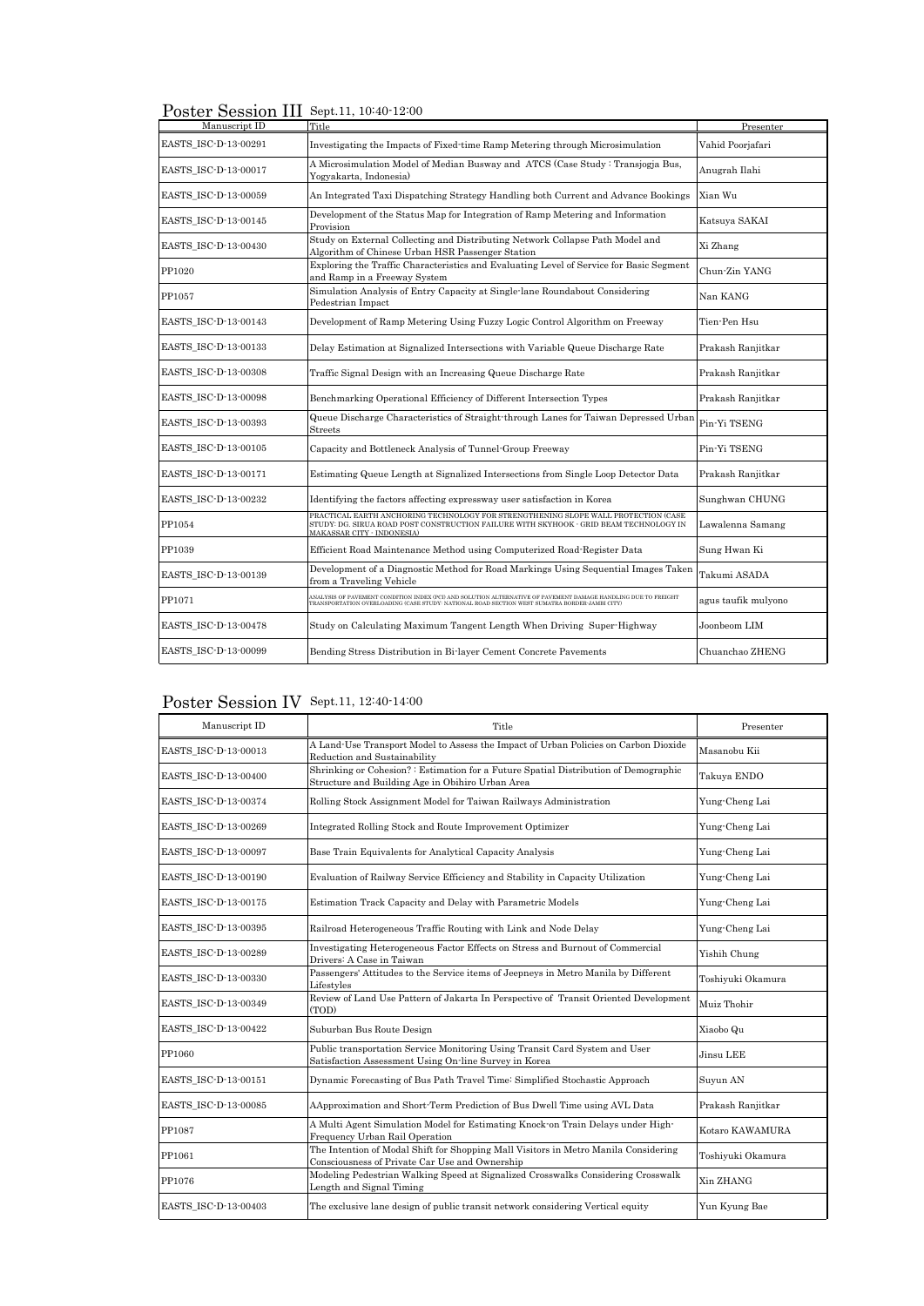## Poster Session III Sept.11, 10:40-12:00

| Manuscript ID | Title | Presenter |
|---|---|---|
| EASTS_ISC-D-13-00291 | Investigating the Impacts of Fixed-time Ramp Metering through Microsimulation | Vahid Poorjafari |
| EASTS_ISC-D-13-00017 | A Microsimulation Model of Median Busway and ATCS (Case Study : Transjogja Bus, Yogyakarta, Indonesia) | Anugrah Ilahi |
| EASTS_ISC-D-13-00059 | An Integrated Taxi Dispatching Strategy Handling both Current and Advance Bookings | Xian Wu |
| EASTS_ISC-D-13-00145 | Development of the Status Map for Integration of Ramp Metering and Information Provision | Katsuya SAKAI |
| EASTS_ISC-D-13-00430 | Study on External Collecting and Distributing Network Collapse Path Model and Algorithm of Chinese Urban HSR Passenger Station | Xi Zhang |
| PP1020 | Exploring the Traffic Characteristics and Evaluating Level of Service for Basic Segment and Ramp in a Freeway System | Chun-Zin YANG |
| PP1057 | Simulation Analysis of Entry Capacity at Single-lane Roundabout Considering Pedestrian Impact | Nan KANG |
| EASTS_ISC-D-13-00143 | Development of Ramp Metering Using Fuzzy Logic Control Algorithm on Freeway | Tien-Pen Hsu |
| EASTS_ISC-D-13-00133 | Delay Estimation at Signalized Intersections with Variable Queue Discharge Rate | Prakash Ranjitkar |
| EASTS_ISC-D-13-00308 | Traffic Signal Design with an Increasing Queue Discharge Rate | Prakash Ranjitkar |
| EASTS_ISC-D-13-00098 | Benchmarking Operational Efficiency of Different Intersection Types | Prakash Ranjitkar |
| EASTS_ISC-D-13-00393 | Queue Discharge Characteristics of Straight-through Lanes for Taiwan Depressed Urban Streets | Pin-Yi TSENG |
| EASTS_ISC-D-13-00105 | Capacity and Bottleneck Analysis of Tunnel-Group Freeway | Pin-Yi TSENG |
| EASTS_ISC-D-13-00171 | Estimating Queue Length at Signalized Intersections from Single Loop Detector Data | Prakash Ranjitkar |
| EASTS_ISC-D-13-00232 | Identifying the factors affecting expressway user satisfaction in Korea | Sunghwan CHUNG |
| PP1054 | PRACTICAL EARTH ANCHORING TECHNOLOGY FOR STRENGTHENING SLOPE WALL PROTECTION (CASE STUDY: DG. SIRUA ROAD POST CONSTRUCTION FAILURE WITH SKYHOOK - GRID BEAM TECHNOLOGY IN MAKASSAR CITY - INDONESIA) | Lawalenna Samang |
| PP1039 | Efficient Road Maintenance Method using Computerized Road-Register Data | Sung Hwan Ki |
| EASTS_ISC-D-13-00139 | Development of a Diagnostic Method for Road Markings Using Sequential Images Taken from a Traveling Vehicle | Takumi ASADA |
| PP1071 | ANALYSIS OF PAVEMENT CONDITION INDEX (PCI) AND SOLUTION ALTERNATIVE OF PAVEMENT DAMAGE HANDLING DUE TO FREIGHT TRANSPORTATION OVERLOADING (CASE STUDY: NATIONAL ROAD SECTION WEST SUMATRA BORDER-JAMBI CITY) | agus taufik mulyono |
| EASTS_ISC-D-13-00478 | Study on Calculating Maximum Tangent Length When Driving Super-Highway | Joonbeom LIM |
| EASTS_ISC-D-13-00099 | Bending Stress Distribution in Bi-layer Cement Concrete Pavements | Chuanchao ZHENG |

## Poster Session IV Sept.11, 12:40-14:00

| Manuscript ID | Title | Presenter |
|---|---|---|
| EASTS_ISC-D-13-00013 | A Land-Use Transport Model to Assess the Impact of Urban Policies on Carbon Dioxide Reduction and Sustainability | Masanobu Kii |
| EASTS_ISC-D-13-00400 | Shrinking or Cohesion? : Estimation for a Future Spatial Distribution of Demographic Structure and Building Age in Obihiro Urban Area | Takuya ENDO |
| EASTS_ISC-D-13-00374 | Rolling Stock Assignment Model for Taiwan Railways Administration | Yung-Cheng Lai |
| EASTS_ISC-D-13-00269 | Integrated Rolling Stock and Route Improvement Optimizer | Yung-Cheng Lai |
| EASTS_ISC-D-13-00097 | Base Train Equivalents for Analytical Capacity Analysis | Yung-Cheng Lai |
| EASTS_ISC-D-13-00190 | Evaluation of Railway Service Efficiency and Stability in Capacity Utilization | Yung-Cheng Lai |
| EASTS_ISC-D-13-00175 | Estimation Track Capacity and Delay with Parametric Models | Yung-Cheng Lai |
| EASTS_ISC-D-13-00395 | Railroad Heterogeneous Traffic Routing with Link and Node Delay | Yung-Cheng Lai |
| EASTS_ISC-D-13-00289 | Investigating Heterogeneous Factor Effects on Stress and Burnout of Commercial Drivers: A Case in Taiwan | Yishih Chung |
| EASTS_ISC-D-13-00330 | Passengers' Attitudes to the Service items of Jeepneys in Metro Manila by Different Lifestyles | Toshiyuki Okamura |
| EASTS_ISC-D-13-00349 | Review of Land Use Pattern of Jakarta In Perspective of Transit Oriented Development (TOD) | Muiz Thohir |
| EASTS_ISC-D-13-00422 | Suburban Bus Route Design | Xiaobo Qu |
| PP1060 | Public transportation Service Monitoring Using Transit Card System and User Satisfaction Assessment Using On-line Survey in Korea | Jinsu LEE |
| EASTS_ISC-D-13-00151 | Dynamic Forecasting of Bus Path Travel Time: Simplified Stochastic Approach | Suyun AN |
| EASTS_ISC-D-13-00085 | AApproximation and Short-Term Prediction of Bus Dwell Time using AVL Data | Prakash Ranjitkar |
| PP1087 | A Multi Agent Simulation Model for Estimating Knock-on Train Delays under High-Frequency Urban Rail Operation | Kotaro KAWAMURA |
| PP1061 | The Intention of Modal Shift for Shopping Mall Visitors in Metro Manila Considering Consciousness of Private Car Use and Ownership | Toshiyuki Okamura |
| PP1076 | Modeling Pedestrian Walking Speed at Signalized Crosswalks Considering Crosswalk Length and Signal Timing | Xin ZHANG |
| EASTS_ISC-D-13-00403 | The exclusive lane design of public transit network considering Vertical equity | Yun Kyung Bae |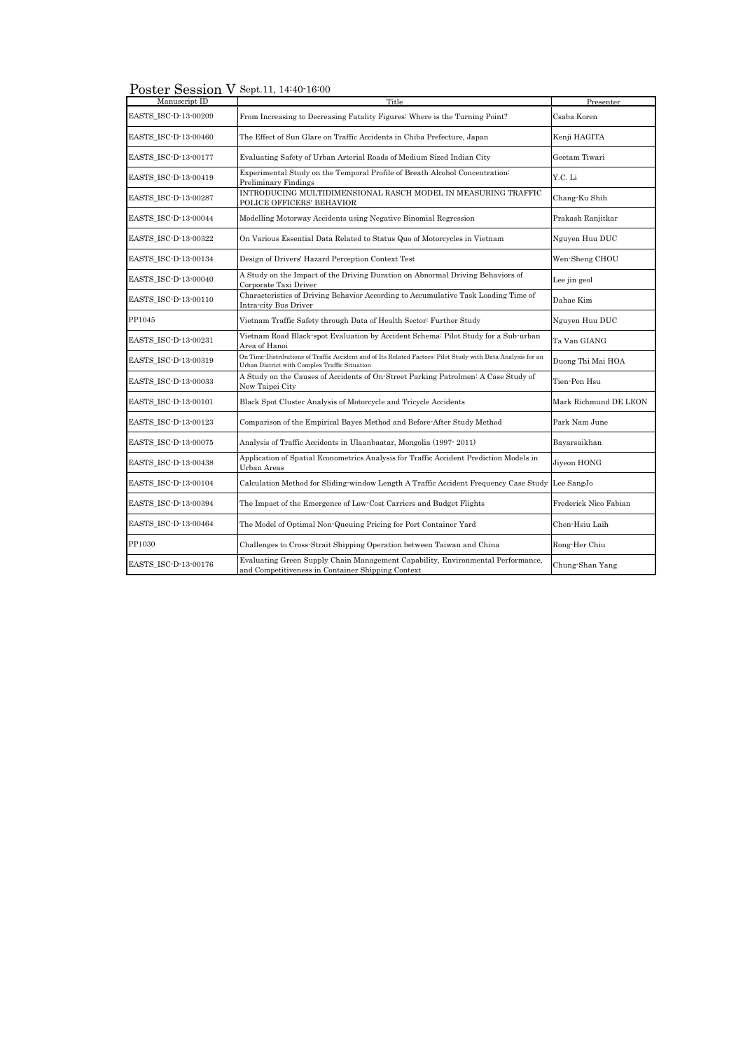## Poster Session V Sept.11, 14:40-16:00

| Manuscript ID | Title | Presenter |
|---|---|---|
| EASTS_ISC-D-13-00209 | From Increasing to Decreasing Fatality Figures: Where is the Turning Point? | Csaba Koren |
| EASTS_ISC-D-13-00460 | The Effect of Sun Glare on Traffic Accidents in Chiba Prefecture, Japan | Kenji HAGITA |
| EASTS_ISC-D-13-00177 | Evaluating Safety of Urban Arterial Roads of Medium Sized Indian City | Geetam Tiwari |
| EASTS_ISC-D-13-00419 | Experimental Study on the Temporal Profile of Breath Alcohol Concentration: Preliminary Findings | Y.C. Li |
| EASTS_ISC-D-13-00287 | INTRODUCING MULTIDIMENSIONAL RASCH MODEL IN MEASURING TRAFFIC POLICE OFFICERS' BEHAVIOR | Chang-Ku Shih |
| EASTS_ISC-D-13-00044 | Modelling Motorway Accidents using Negative Binomial Regression | Prakash Ranjitkar |
| EASTS_ISC-D-13-00322 | On Various Essential Data Related to Status Quo of Motorcycles in Vietnam | Nguyen Huu DUC |
| EASTS_ISC-D-13-00134 | Design of Drivers' Hazard Perception Context Test | Wen-Sheng CHOU |
| EASTS_ISC-D-13-00040 | A Study on the Impact of the Driving Duration on Abnormal Driving Behaviors of Corporate Taxi Driver | Lee jin geol |
| EASTS_ISC-D-13-00110 | Characteristics of Driving Behavior According to Accumulative Task Loading Time of Intra-city Bus Driver | Dahae Kim |
| PP1045 | Vietnam Traffic Safety through Data of Health Sector: Further Study | Nguyen Huu DUC |
| EASTS_ISC-D-13-00231 | Vietnam Road Black-spot Evaluation by Accident Schema: Pilot Study for a Sub-urban Area of Hanoi | Ta Van GIANG |
| EASTS_ISC-D-13-00319 | On Time-Distributions of Traffic Accident and of Its Related Factors: Pilot Study with Data Analysis for an Urban District with Complex Traffic Situation | Duong Thi Mai HOA |
| EASTS_ISC-D-13-00033 | A Study on the Causes of Accidents of On-Street Parking Patrolmen: A Case Study of New Taipei City | Tien-Pen Hsu |
| EASTS_ISC-D-13-00101 | Black Spot Cluster Analysis of Motorcycle and Tricycle Accidents | Mark Richmund DE LEON |
| EASTS_ISC-D-13-00123 | Comparison of the Empirical Bayes Method and Before-After Study Method | Park Nam June |
| EASTS_ISC-D-13-00075 | Analysis of Traffic Accidents in Ulaanbaatar, Mongolia (1997- 2011) | Bayarsaikhan |
| EASTS_ISC-D-13-00438 | Application of Spatial Econometrics Analysis for Traffic Accident Prediction Models in Urban Areas | Jiyeon HONG |
| EASTS_ISC-D-13-00104 | Calculation Method for Sliding-window Length A Traffic Accident Frequency Case Study | Lee SangJo |
| EASTS_ISC-D-13-00394 | The Impact of the Emergence of Low-Cost Carriers and Budget Flights | Frederick Nico Fabian |
| EASTS_ISC-D-13-00464 | The Model of Optimal Non-Queuing Pricing for Port Container Yard | Chen-Hsiu Laih |
| PP1030 | Challenges to Cross-Strait Shipping Operation between Taiwan and China | Rong-Her Chiu |
| EASTS_ISC-D-13-00176 | Evaluating Green Supply Chain Management Capability, Environmental Performance, and Competitiveness in Container Shipping Context | Chung-Shan Yang |